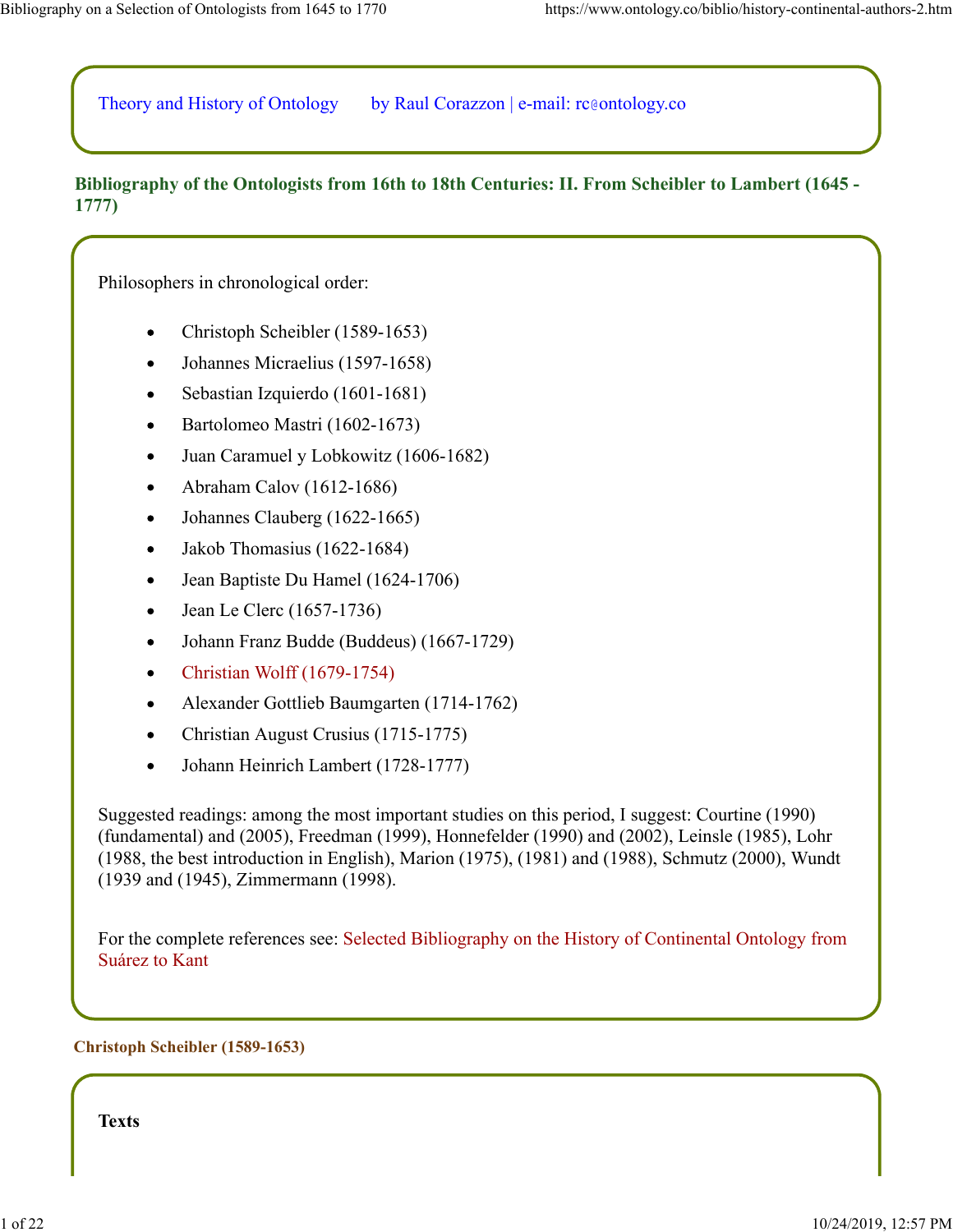Theory and History of Ontology by Raul Corazzon | e-mail: rc@ontology.co

## Bibliography of the Ontologists from 16th to 18th Centuries: II. From Scheibler to Lambert (1645 - 1777)

Philosophers in chronological order:

- Christoph Scheibler (1589-1653)
- Johannes Micraelius (1597-1658)
- Sebastian Izquierdo (1601-1681)
- Bartolomeo Mastri (1602-1673)
- Juan Caramuel y Lobkowitz (1606-1682)
- Abraham Calov (1612-1686)
- Johannes Clauberg (1622-1665)
- Jakob Thomasius (1622-1684)
- Jean Baptiste Du Hamel (1624-1706)
- Jean Le Clerc (1657-1736)
- Johann Franz Budde (Buddeus) (1667-1729)
- Christian Wolff (1679-1754)
- Alexander Gottlieb Baumgarten (1714-1762)
- Christian August Crusius (1715-1775)
- Johann Heinrich Lambert (1728-1777)

Suggested readings: among the most important studies on this period, I suggest: Courtine (1990) (fundamental) and (2005), Freedman (1999), Honnefelder (1990) and (2002), Leinsle (1985), Lohr (1988, the best introduction in English), Marion (1975), (1981) and (1988), Schmutz (2000), Wundt (1939 and (1945), Zimmermann (1998).

For the complete references see: Selected Bibliography on the History of Continental Ontology from Suárez to Kant

### Christoph Scheibler (1589-1653)

**Texts**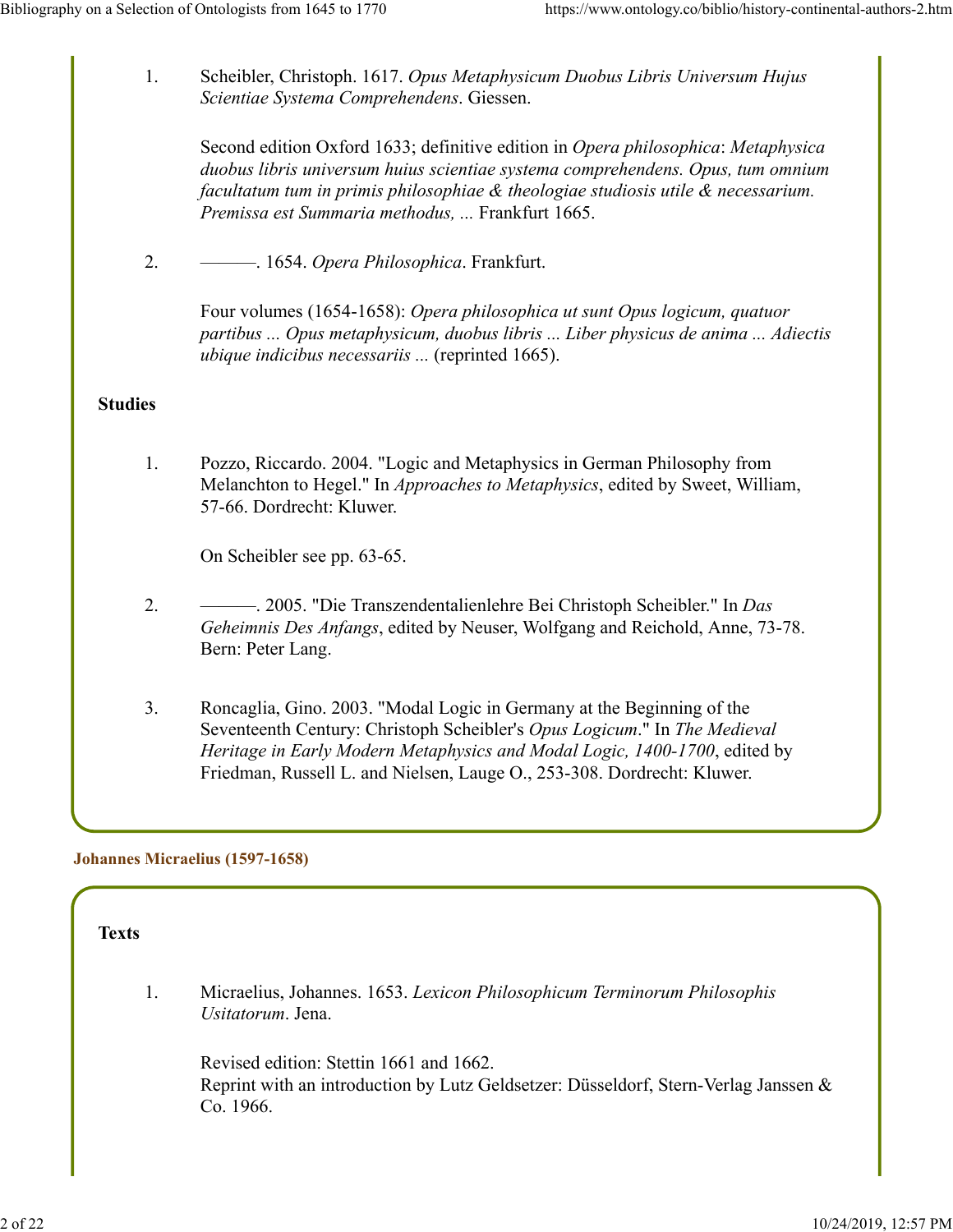1. Scheibler, Christoph. 1617. *Opus Metaphysicum Duobus Libris Universum Hujus Scientiae Systema Comprehendens*. Giessen.

   Second edition Oxford 1633; definitive edition in *Opera philosophica*: *Metaphysica duobus libris universum huius scientiae systema comprehendens. Opus, tum omnium facultatum tum in primis philosophiae & theologiae studiosis utile & necessarium. Premissa est Summaria methodus, ...* Frankfurt 1665.

2. ———. 1654. *Opera Philosophica*. Frankfurt.

   Four volumes (1654-1658): *Opera philosophica ut sunt Opus logicum, quatuor partibus ... Opus metaphysicum, duobus libris ... Liber physicus de anima ... Adiectis ubique indicibus necessariis ...* (reprinted 1665).

**Studies**

1. Pozzo, Riccardo. 2004. "Logic and Metaphysics in German Philosophy from Melanchton to Hegel." In *Approaches to Metaphysics*, edited by Sweet, William, 57-66. Dordrecht: Kluwer.

   On Scheibler see pp. 63-65.

2. ———. 2005. "Die Transzendentalienlehre Bei Christoph Scheibler." In *Das Geheimnis Des Anfangs*, edited by Neuser, Wolfgang and Reichold, Anne, 73-78. Bern: Peter Lang.

3. Roncaglia, Gino. 2003. "Modal Logic in Germany at the Beginning of the Seventeenth Century: Christoph Scheibler's *Opus Logicum*." In *The Medieval Heritage in Early Modern Metaphysics and Modal Logic, 1400-1700*, edited by Friedman, Russell L. and Nielsen, Lauge O., 253-308. Dordrecht: Kluwer.

## Johannes Micraelius (1597-1658)

**Texts**

1. Micraelius, Johannes. 1653. *Lexicon Philosophicum Terminorum Philosophis Usitatorum*. Jena.

   Revised edition: Stettin 1661 and 1662.
   Reprint with an introduction by Lutz Geldsetzer: Düsseldorf, Stern-Verlag Janssen & Co. 1966.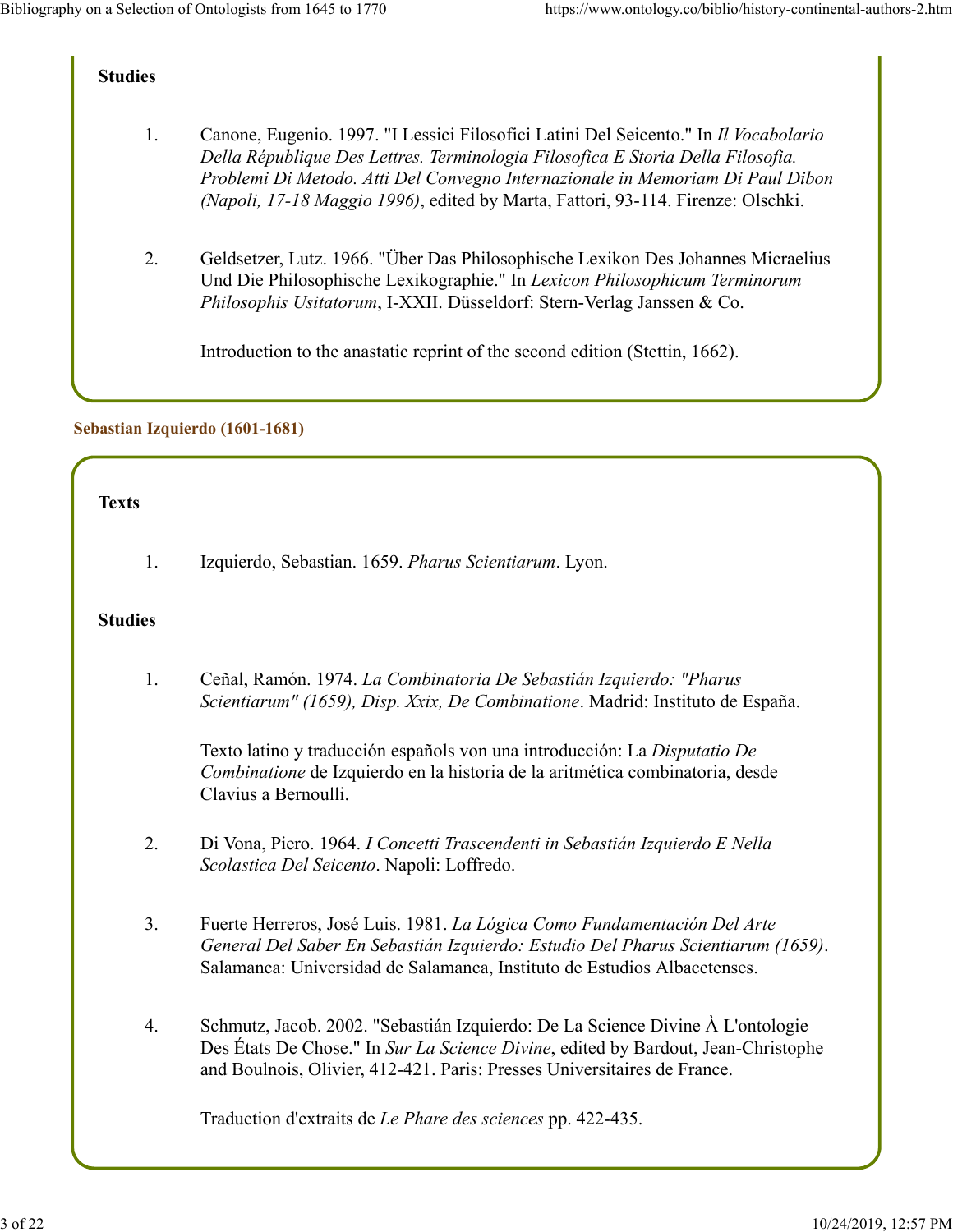### Studies

1. Canone, Eugenio. 1997. "I Lessici Filosofici Latini Del Seicento." In *Il Vocabolario Della République Des Lettres. Terminologia Filosofica E Storia Della Filosofia. Problemi Di Metodo. Atti Del Convegno Internazionale in Memoriam Di Paul Dibon (Napoli, 17-18 Maggio 1996)*, edited by Marta, Fattori, 93-114. Firenze: Olschki.

2. Geldsetzer, Lutz. 1966. "Über Das Philosophische Lexikon Des Johannes Micraelius Und Die Philosophische Lexikographie." In *Lexicon Philosophicum Terminorum Philosophis Usitatorum*, I-XXII. Düsseldorf: Stern-Verlag Janssen & Co.

   Introduction to the anastatic reprint of the second edition (Stettin, 1662).

## Sebastian Izquierdo (1601-1681)

### Texts

1. Izquierdo, Sebastian. 1659. *Pharus Scientiarum*. Lyon.

### Studies

1. Ceñal, Ramón. 1974. *La Combinatoria De Sebastián Izquierdo: "Pharus Scientiarum" (1659), Disp. Xxix, De Combinatione*. Madrid: Instituto de España.

   Texto latino y traducción españols von una introducción: La *Disputatio De Combinatione* de Izquierdo en la historia de la aritmética combinatoria, desde Clavius a Bernoulli.

2. Di Vona, Piero. 1964. *I Concetti Trascendenti in Sebastián Izquierdo E Nella Scolastica Del Seicento*. Napoli: Loffredo.

3. Fuerte Herreros, José Luis. 1981. *La Lógica Como Fundamentación Del Arte General Del Saber En Sebastián Izquierdo: Estudio Del Pharus Scientiarum (1659)*. Salamanca: Universidad de Salamanca, Instituto de Estudios Albacetenses.

4. Schmutz, Jacob. 2002. "Sebastián Izquierdo: De La Science Divine À L'ontologie Des États De Chose." In *Sur La Science Divine*, edited by Bardout, Jean-Christophe and Boulnois, Olivier, 412-421. Paris: Presses Universitaires de France.

   Traduction d'extraits de *Le Phare des sciences* pp. 422-435.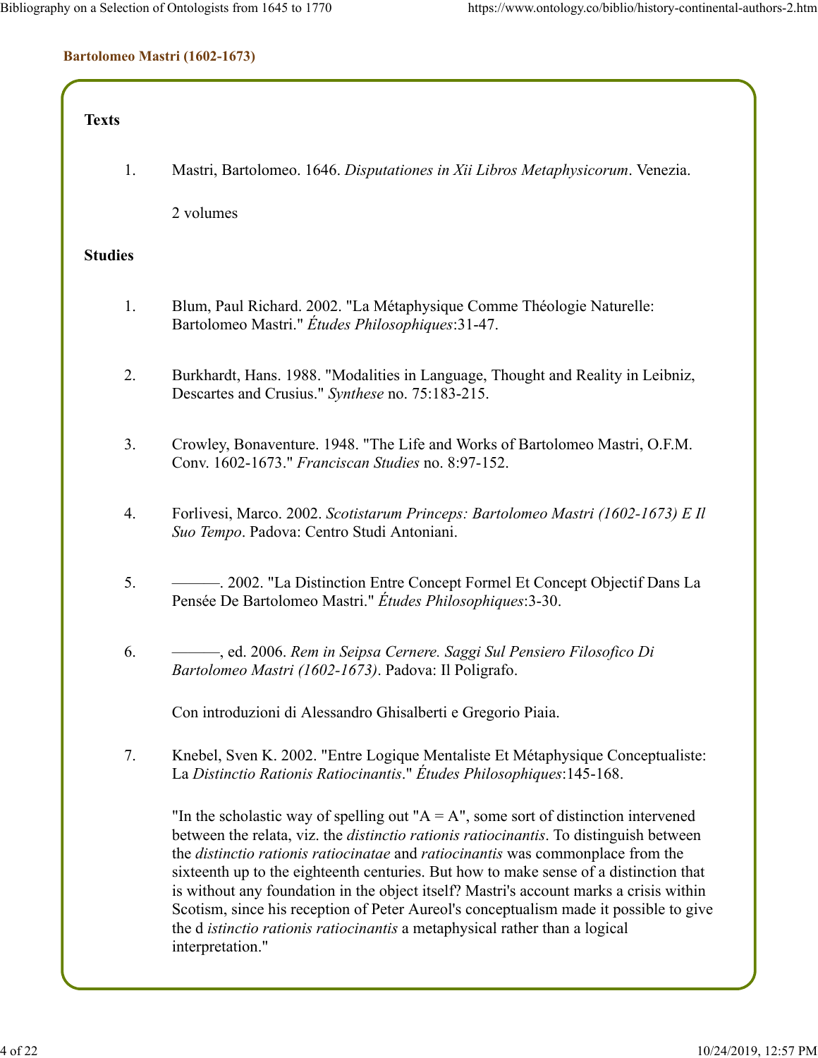### Bartolomeo Mastri (1602-1673)

**Texts**

1. Mastri, Bartolomeo. 1646. *Disputationes in Xii Libros Metaphysicorum*. Venezia.

   2 volumes

**Studies**

1. Blum, Paul Richard. 2002. "La Métaphysique Comme Théologie Naturelle: Bartolomeo Mastri." *Études Philosophiques*:31-47.

2. Burkhardt, Hans. 1988. "Modalities in Language, Thought and Reality in Leibniz, Descartes and Crusius." *Synthese* no. 75:183-215.

3. Crowley, Bonaventure. 1948. "The Life and Works of Bartolomeo Mastri, O.F.M. Conv. 1602-1673." *Franciscan Studies* no. 8:97-152.

4. Forlivesi, Marco. 2002. *Scotistarum Princeps: Bartolomeo Mastri (1602-1673) E Il Suo Tempo*. Padova: Centro Studi Antoniani.

5. ———. 2002. "La Distinction Entre Concept Formel Et Concept Objectif Dans La Pensée De Bartolomeo Mastri." *Études Philosophiques*:3-30.

6. ———, ed. 2006. *Rem in Seipsa Cernere. Saggi Sul Pensiero Filosofico Di Bartolomeo Mastri (1602-1673)*. Padova: Il Poligrafo.

   Con introduzioni di Alessandro Ghisalberti e Gregorio Piaia.

7. Knebel, Sven K. 2002. "Entre Logique Mentaliste Et Métaphysique Conceptualiste: La *Distinctio Rationis Ratiocinantis*." *Études Philosophiques*:145-168.

   "In the scholastic way of spelling out "A = A", some sort of distinction intervened between the relata, viz. the *distinctio rationis ratiocinantis*. To distinguish between the *distinctio rationis ratiocinatae* and *ratiocinantis* was commonplace from the sixteenth up to the eighteenth centuries. But how to make sense of a distinction that is without any foundation in the object itself? Mastri's account marks a crisis within Scotism, since his reception of Peter Aureol's conceptualism made it possible to give the d *istinctio rationis ratiocinantis* a metaphysical rather than a logical interpretation."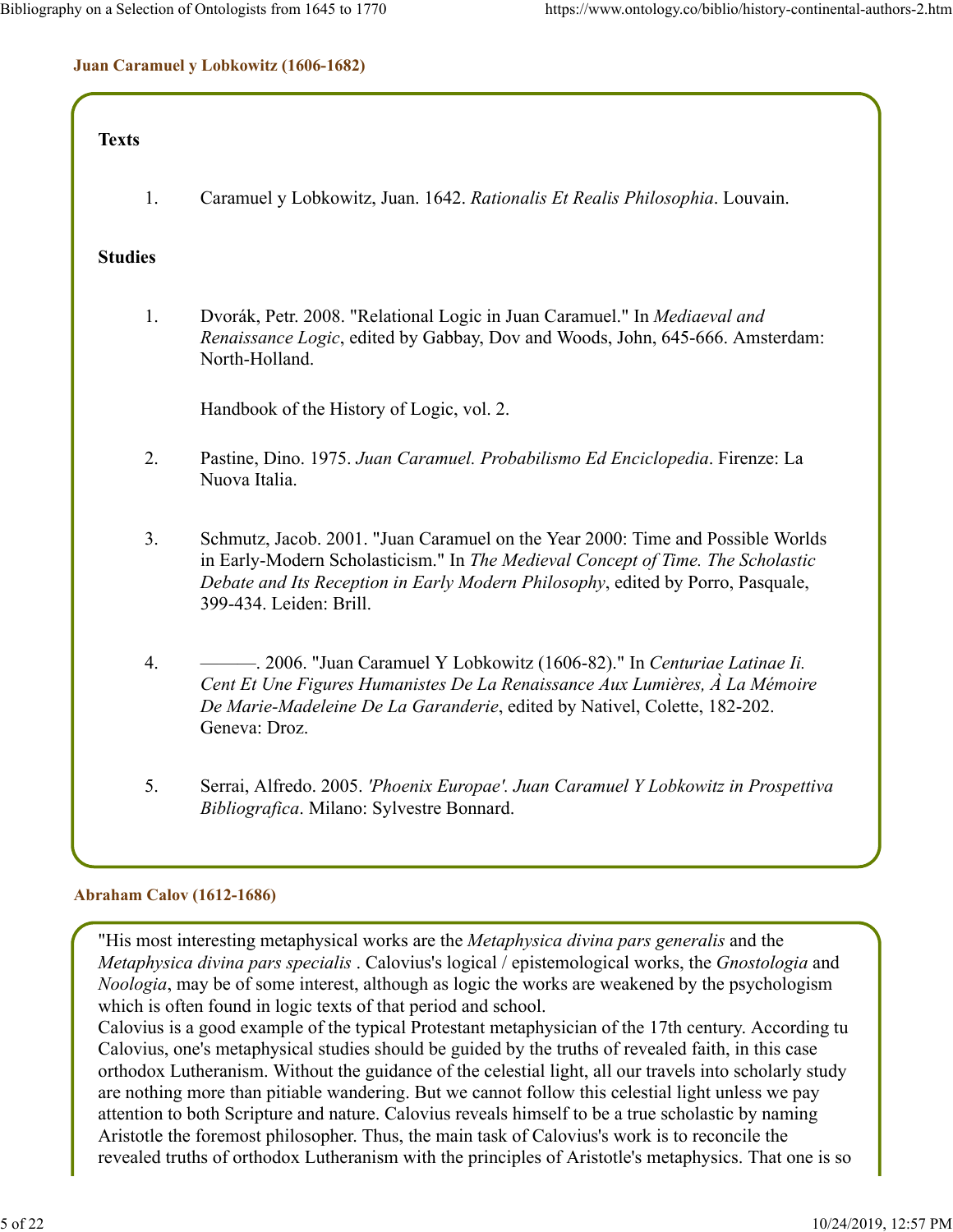### Juan Caramuel y Lobkowitz (1606-1682)

**Texts**

1. Caramuel y Lobkowitz, Juan. 1642. *Rationalis Et Realis Philosophia*. Louvain.

**Studies**

1. Dvorák, Petr. 2008. "Relational Logic in Juan Caramuel." In *Mediaeval and Renaissance Logic*, edited by Gabbay, Dov and Woods, John, 645-666. Amsterdam: North-Holland.

   Handbook of the History of Logic, vol. 2.

2. Pastine, Dino. 1975. *Juan Caramuel. Probabilismo Ed Enciclopedia*. Firenze: La Nuova Italia.

3. Schmutz, Jacob. 2001. "Juan Caramuel on the Year 2000: Time and Possible Worlds in Early-Modern Scholasticism." In *The Medieval Concept of Time. The Scholastic Debate and Its Reception in Early Modern Philosophy*, edited by Porro, Pasquale, 399-434. Leiden: Brill.

4. ———. 2006. "Juan Caramuel Y Lobkowitz (1606-82)." In *Centuriae Latinae Ii. Cent Et Une Figures Humanistes De La Renaissance Aux Lumières, À La Mémoire De Marie-Madeleine De La Garanderie*, edited by Nativel, Colette, 182-202. Geneva: Droz.

5. Serrai, Alfredo. 2005. *'Phoenix Europae'. Juan Caramuel Y Lobkowitz in Prospettiva Bibliografica*. Milano: Sylvestre Bonnard.

### Abraham Calov (1612-1686)

"His most interesting metaphysical works are the *Metaphysica divina pars generalis* and the *Metaphysica divina pars specialis* . Calovius's logical / epistemological works, the *Gnostologia* and *Noologia*, may be of some interest, although as logic the works are weakened by the psychologism which is often found in logic texts of that period and school.
Calovius is a good example of the typical Protestant metaphysician of the 17th century. According tu Calovius, one's metaphysical studies should be guided by the truths of revealed faith, in this case orthodox Lutheranism. Without the guidance of the celestial light, all our travels into scholarly study are nothing more than pitiable wandering. But we cannot follow this celestial light unless we pay attention to both Scripture and nature. Calovius reveals himself to be a true scholastic by naming Aristotle the foremost philosopher. Thus, the main task of Calovius's work is to reconcile the revealed truths of orthodox Lutheranism with the principles of Aristotle's metaphysics. That one is so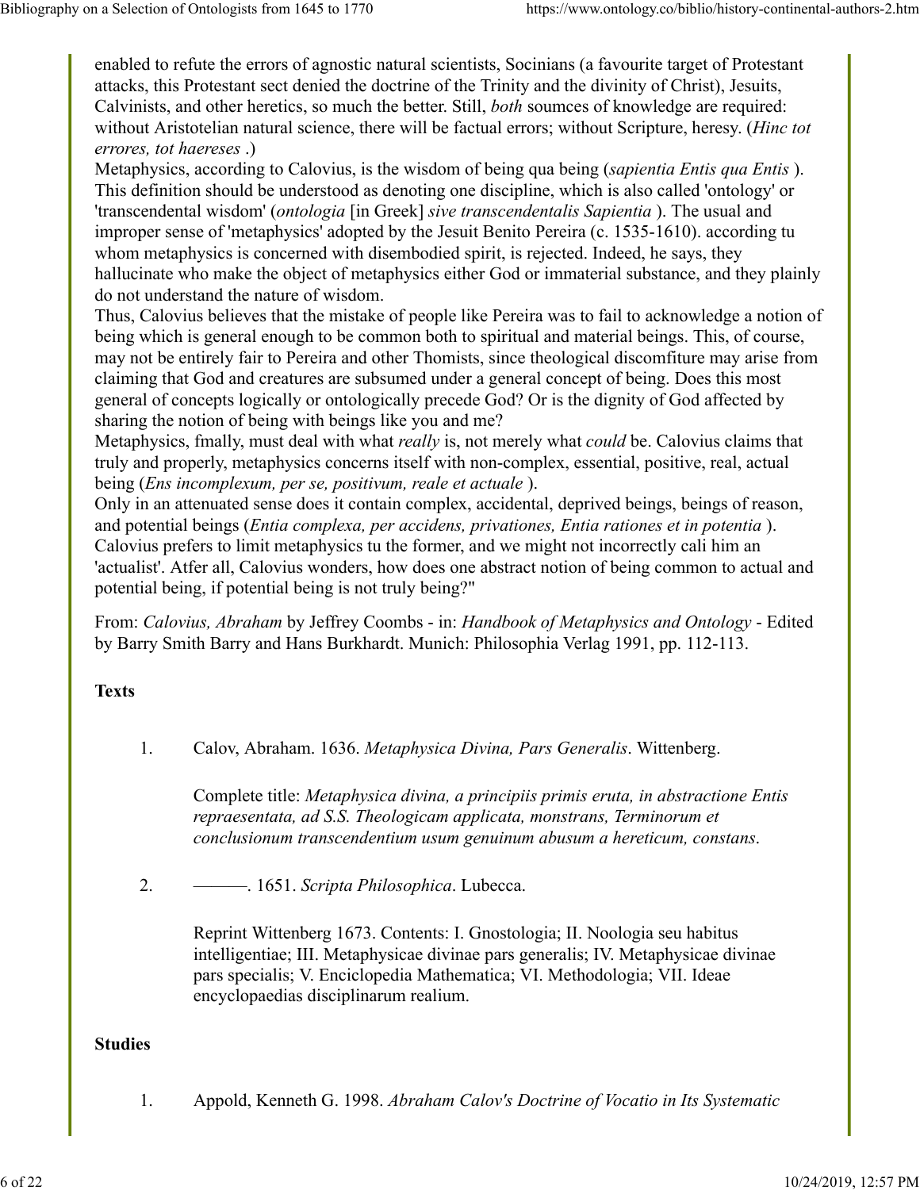enabled to refute the errors of agnostic natural scientists, Socinians (a favourite target of Protestant attacks, this Protestant sect denied the doctrine of the Trinity and the divinity of Christ), Jesuits, Calvinists, and other heretics, so much the better. Still, *both* soumces of knowledge are required: without Aristotelian natural science, there will be factual errors; without Scripture, heresy. (*Hinc tot errores, tot haereses* .)

Metaphysics, according to Calovius, is the wisdom of being qua being (*sapientia Entis qua Entis* ). This definition should be understood as denoting one discipline, which is also called 'ontology' or 'transcendental wisdom' (*ontologia* [in Greek] *sive transcendentalis Sapientia* ). The usual and improper sense of 'metaphysics' adopted by the Jesuit Benito Pereira (c. 1535-1610). according tu whom metaphysics is concerned with disembodied spirit, is rejected. Indeed, he says, they hallucinate who make the object of metaphysics either God or immaterial substance, and they plainly do not understand the nature of wisdom.

Thus, Calovius believes that the mistake of people like Pereira was to fail to acknowledge a notion of being which is general enough to be common both to spiritual and material beings. This, of course, may not be entirely fair to Pereira and other Thomists, since theological discomfiture may arise from claiming that God and creatures are subsumed under a general concept of being. Does this most general of concepts logically or ontologically precede God? Or is the dignity of God affected by sharing the notion of being with beings like you and me?

Metaphysics, fmally, must deal with what *really* is, not merely what *could* be. Calovius claims that truly and properly, metaphysics concerns itself with non-complex, essential, positive, real, actual being (*Ens incomplexum, per se, positivum, reale et actuale* ).

Only in an attenuated sense does it contain complex, accidental, deprived beings, beings of reason, and potential beings (*Entia complexa, per accidens, privationes, Entia rationes et in potentia* ). Calovius prefers to limit metaphysics tu the former, and we might not incorrectly cali him an 'actualist'. Atfer all, Calovius wonders, how does one abstract notion of being common to actual and potential being, if potential being is not truly being?"

From: *Calovius, Abraham* by Jeffrey Coombs - in: *Handbook of Metaphysics and Ontology* - Edited by Barry Smith Barry and Hans Burkhardt. Munich: Philosophia Verlag 1991, pp. 112-113.

**Texts**

1. Calov, Abraham. 1636. *Metaphysica Divina, Pars Generalis*. Wittenberg.

   Complete title: *Metaphysica divina, a principiis primis eruta, in abstractione Entis repraesentata, ad S.S. Theologicam applicata, monstrans, Terminorum et conclusionum transcendentium usum genuinum abusum a hereticum, constans*.

2. ———. 1651. *Scripta Philosophica*. Lubecca.

   Reprint Wittenberg 1673. Contents: I. Gnostologia; II. Noologia seu habitus intelligentiae; III. Metaphysicae divinae pars generalis; IV. Metaphysicae divinae pars specialis; V. Enciclopedia Mathematica; VI. Methodologia; VII. Ideae encyclopaedias disciplinarum realium.

**Studies**

1. Appold, Kenneth G. 1998. *Abraham Calov's Doctrine of Vocatio in Its Systematic*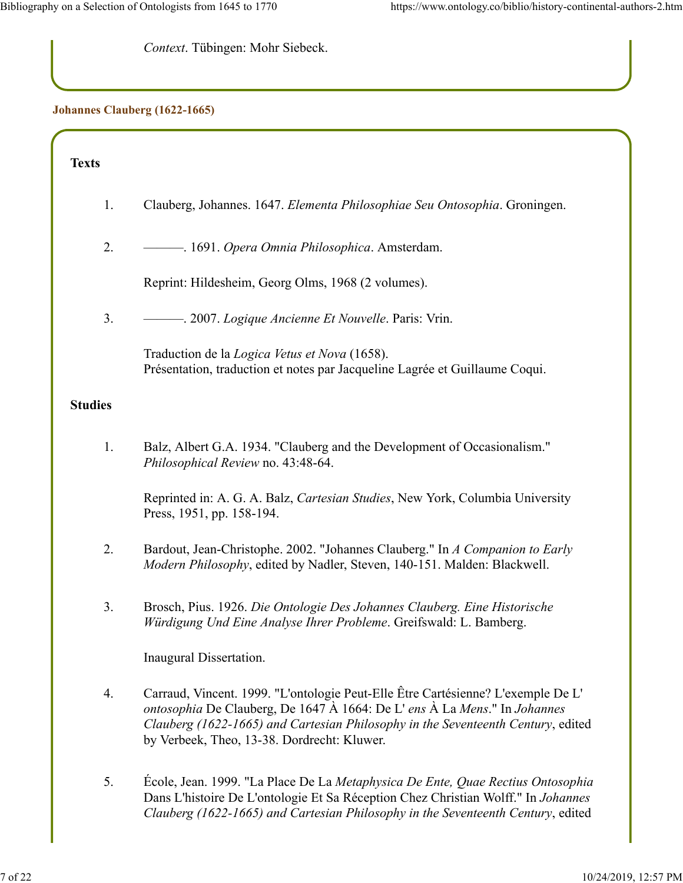*Context*. Tübingen: Mohr Siebeck.

### Johannes Clauberg (1622-1665)

**Texts**

1. Clauberg, Johannes. 1647. *Elementa Philosophiae Seu Ontosophia*. Groningen.

2. ———. 1691. *Opera Omnia Philosophica*. Amsterdam.

   Reprint: Hildesheim, Georg Olms, 1968 (2 volumes).

3. ———. 2007. *Logique Ancienne Et Nouvelle*. Paris: Vrin.

   Traduction de la *Logica Vetus et Nova* (1658).
   Présentation, traduction et notes par Jacqueline Lagrée et Guillaume Coqui.

**Studies**

1. Balz, Albert G.A. 1934. "Clauberg and the Development of Occasionalism." *Philosophical Review* no. 43:48-64.

   Reprinted in: A. G. A. Balz, *Cartesian Studies*, New York, Columbia University Press, 1951, pp. 158-194.

2. Bardout, Jean-Christophe. 2002. "Johannes Clauberg." In *A Companion to Early Modern Philosophy*, edited by Nadler, Steven, 140-151. Malden: Blackwell.

3. Brosch, Pius. 1926. *Die Ontologie Des Johannes Clauberg. Eine Historische Würdigung Und Eine Analyse Ihrer Probleme*. Greifswald: L. Bamberg.

   Inaugural Dissertation.

4. Carraud, Vincent. 1999. "L'ontologie Peut-Elle Être Cartésienne? L'exemple De L' *ontosophia* De Clauberg, De 1647 À 1664: De L' *ens* À La *Mens*." In *Johannes Clauberg (1622-1665) and Cartesian Philosophy in the Seventeenth Century*, edited by Verbeek, Theo, 13-38. Dordrecht: Kluwer.

5. École, Jean. 1999. "La Place De La *Metaphysica De Ente, Quae Rectius Ontosophia* Dans L'histoire De L'ontologie Et Sa Réception Chez Christian Wolff." In *Johannes Clauberg (1622-1665) and Cartesian Philosophy in the Seventeenth Century*, edited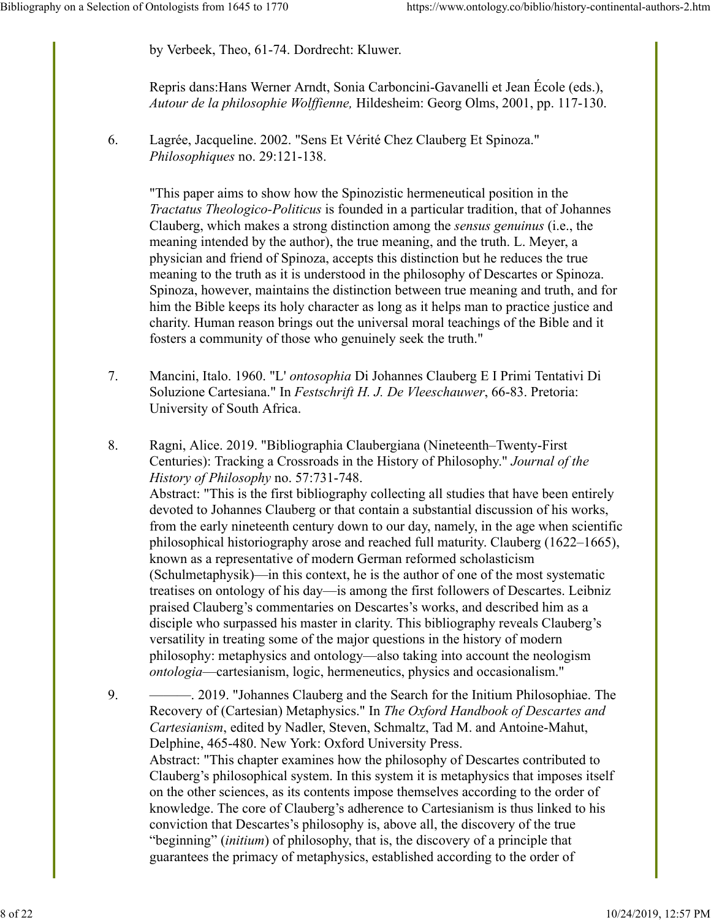by Verbeek, Theo, 61-74. Dordrecht: Kluwer.

Repris dans:Hans Werner Arndt, Sonia Carboncini-Gavanelli et Jean École (eds.), *Autour de la philosophie Wolffienne,* Hildesheim: Georg Olms, 2001, pp. 117-130.

6. Lagrée, Jacqueline. 2002. "Sens Et Vérité Chez Clauberg Et Spinoza." *Philosophiques* no. 29:121-138.

   "This paper aims to show how the Spinozistic hermeneutical position in the *Tractatus Theologico-Politicus* is founded in a particular tradition, that of Johannes Clauberg, which makes a strong distinction among the *sensus genuinus* (i.e., the meaning intended by the author), the true meaning, and the truth. L. Meyer, a physician and friend of Spinoza, accepts this distinction but he reduces the true meaning to the truth as it is understood in the philosophy of Descartes or Spinoza. Spinoza, however, maintains the distinction between true meaning and truth, and for him the Bible keeps its holy character as long as it helps man to practice justice and charity. Human reason brings out the universal moral teachings of the Bible and it fosters a community of those who genuinely seek the truth."

7. Mancini, Italo. 1960. "L' *ontosophia* Di Johannes Clauberg E I Primi Tentativi Di Soluzione Cartesiana." In *Festschrift H. J. De Vleeschauwer*, 66-83. Pretoria: University of South Africa.

8. Ragni, Alice. 2019. "Bibliographia Claubergiana (Nineteenth–Twenty-First Centuries): Tracking a Crossroads in the History of Philosophy." *Journal of the History of Philosophy* no. 57:731-748.
   Abstract: "This is the first bibliography collecting all studies that have been entirely devoted to Johannes Clauberg or that contain a substantial discussion of his works, from the early nineteenth century down to our day, namely, in the age when scientific philosophical historiography arose and reached full maturity. Clauberg (1622–1665), known as a representative of modern German reformed scholasticism (Schulmetaphysik)—in this context, he is the author of one of the most systematic treatises on ontology of his day—is among the first followers of Descartes. Leibniz praised Clauberg's commentaries on Descartes's works, and described him as a disciple who surpassed his master in clarity. This bibliography reveals Clauberg's versatility in treating some of the major questions in the history of modern philosophy: metaphysics and ontology—also taking into account the neologism *ontologia*—cartesianism, logic, hermeneutics, physics and occasionalism."

9. ———. 2019. "Johannes Clauberg and the Search for the Initium Philosophiae. The Recovery of (Cartesian) Metaphysics." In *The Oxford Handbook of Descartes and Cartesianism*, edited by Nadler, Steven, Schmaltz, Tad M. and Antoine-Mahut, Delphine, 465-480. New York: Oxford University Press.
   Abstract: "This chapter examines how the philosophy of Descartes contributed to Clauberg's philosophical system. In this system it is metaphysics that imposes itself on the other sciences, as its contents impose themselves according to the order of knowledge. The core of Clauberg's adherence to Cartesianism is thus linked to his conviction that Descartes's philosophy is, above all, the discovery of the true "beginning" (*initium*) of philosophy, that is, the discovery of a principle that guarantees the primacy of metaphysics, established according to the order of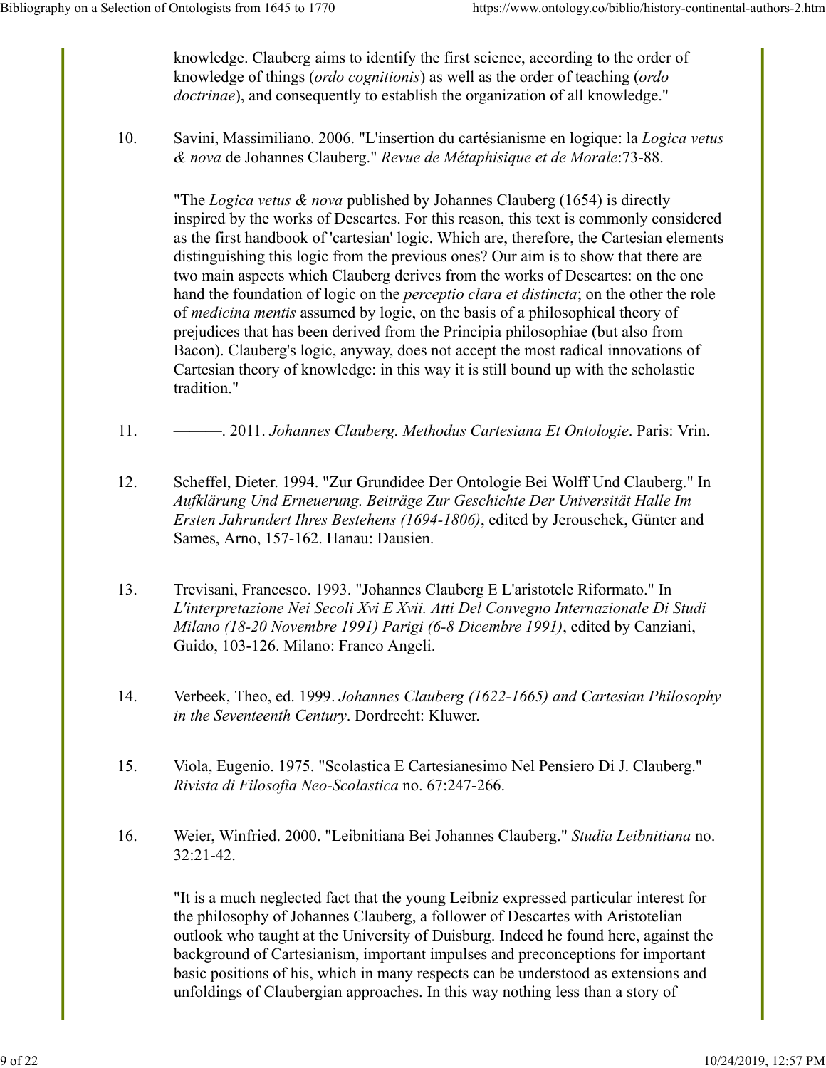knowledge. Clauberg aims to identify the first science, according to the order of knowledge of things (*ordo cognitionis*) as well as the order of teaching (*ordo doctrinae*), and consequently to establish the organization of all knowledge."

10. Savini, Massimiliano. 2006. "L'insertion du cartésianisme en logique: la *Logica vetus & nova* de Johannes Clauberg." *Revue de Métaphisique et de Morale*:73-88.

    "The *Logica vetus & nova* published by Johannes Clauberg (1654) is directly inspired by the works of Descartes. For this reason, this text is commonly considered as the first handbook of 'cartesian' logic. Which are, therefore, the Cartesian elements distinguishing this logic from the previous ones? Our aim is to show that there are two main aspects which Clauberg derives from the works of Descartes: on the one hand the foundation of logic on the *perceptio clara et distincta*; on the other the role of *medicina mentis* assumed by logic, on the basis of a philosophical theory of prejudices that has been derived from the Principia philosophiae (but also from Bacon). Clauberg's logic, anyway, does not accept the most radical innovations of Cartesian theory of knowledge: in this way it is still bound up with the scholastic tradition."

11. ———. 2011. *Johannes Clauberg. Methodus Cartesiana Et Ontologie*. Paris: Vrin.

12. Scheffel, Dieter. 1994. "Zur Grundidee Der Ontologie Bei Wolff Und Clauberg." In *Aufklärung Und Erneuerung. Beiträge Zur Geschichte Der Universität Halle Im Ersten Jahrundert Ihres Bestehens (1694-1806)*, edited by Jerouschek, Günter and Sames, Arno, 157-162. Hanau: Dausien.

13. Trevisani, Francesco. 1993. "Johannes Clauberg E L'aristotele Riformato." In *L'interpretazione Nei Secoli Xvi E Xvii. Atti Del Convegno Internazionale Di Studi Milano (18-20 Novembre 1991) Parigi (6-8 Dicembre 1991)*, edited by Canziani, Guido, 103-126. Milano: Franco Angeli.

14. Verbeek, Theo, ed. 1999. *Johannes Clauberg (1622-1665) and Cartesian Philosophy in the Seventeenth Century*. Dordrecht: Kluwer.

15. Viola, Eugenio. 1975. "Scolastica E Cartesianesimo Nel Pensiero Di J. Clauberg." *Rivista di Filosofia Neo-Scolastica* no. 67:247-266.

16. Weier, Winfried. 2000. "Leibnitiana Bei Johannes Clauberg." *Studia Leibnitiana* no. 32:21-42.

    "It is a much neglected fact that the young Leibniz expressed particular interest for the philosophy of Johannes Clauberg, a follower of Descartes with Aristotelian outlook who taught at the University of Duisburg. Indeed he found here, against the background of Cartesianism, important impulses and preconceptions for important basic positions of his, which in many respects can be understood as extensions and unfoldings of Claubergian approaches. In this way nothing less than a story of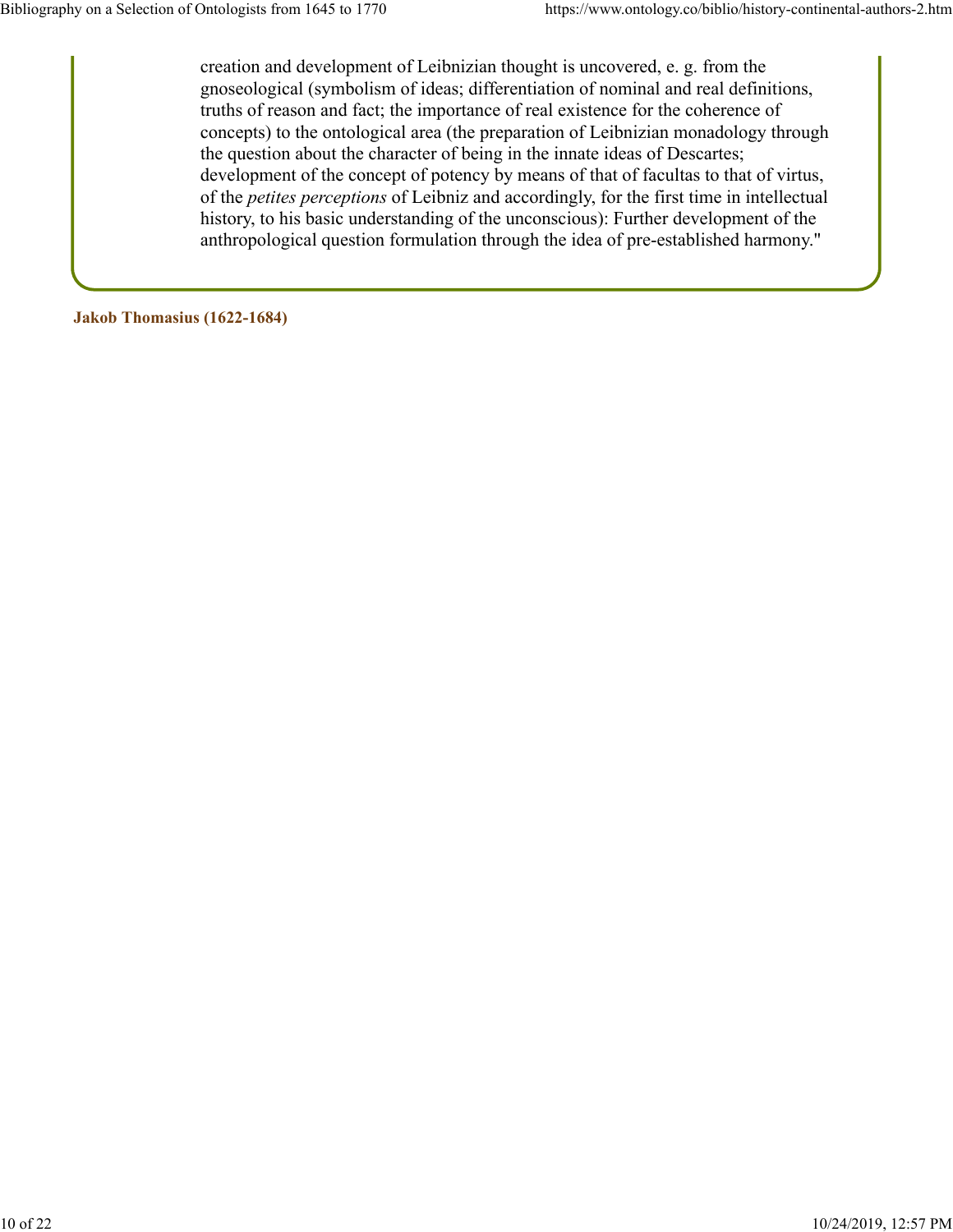creation and development of Leibnizian thought is uncovered, e. g. from the gnoseological (symbolism of ideas; differentiation of nominal and real definitions, truths of reason and fact; the importance of real existence for the coherence of concepts) to the ontological area (the preparation of Leibnizian monadology through the question about the character of being in the innate ideas of Descartes; development of the concept of potency by means of that of facultas to that of virtus, of the *petites perceptions* of Leibniz and accordingly, for the first time in intellectual history, to his basic understanding of the unconscious): Further development of the anthropological question formulation through the idea of pre-established harmony."

**Jakob Thomasius (1622-1684)**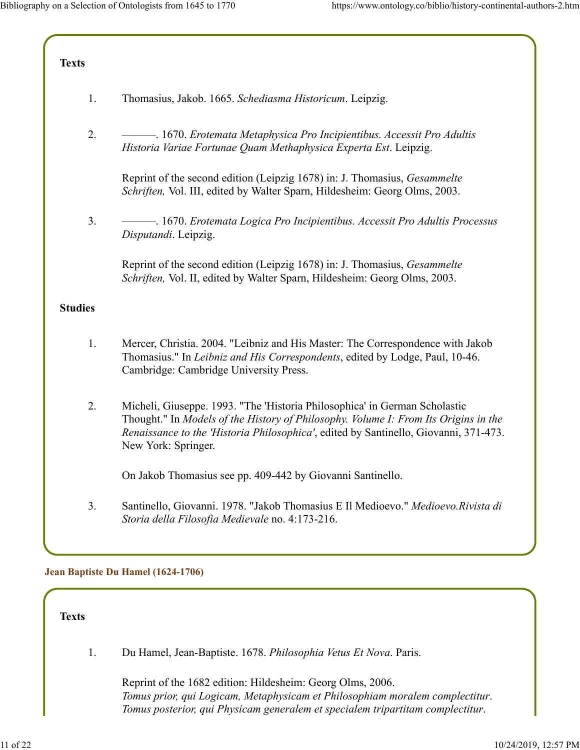### Texts

1. Thomasius, Jakob. 1665. *Schediasma Historicum*. Leipzig.

2. ———. 1670. *Erotemata Metaphysica Pro Incipientibus. Accessit Pro Adultis Historia Variae Fortunae Quam Methaphysica Experta Est*. Leipzig.

   Reprint of the second edition (Leipzig 1678) in: J. Thomasius, *Gesammelte Schriften,* Vol. III, edited by Walter Sparn, Hildesheim: Georg Olms, 2003.

3. ———. 1670. *Erotemata Logica Pro Incipientibus. Accessit Pro Adultis Processus Disputandi*. Leipzig.

   Reprint of the second edition (Leipzig 1678) in: J. Thomasius, *Gesammelte Schriften,* Vol. II, edited by Walter Sparn, Hildesheim: Georg Olms, 2003.

### Studies

1. Mercer, Christia. 2004. "Leibniz and His Master: The Correspondence with Jakob Thomasius." In *Leibniz and His Correspondents*, edited by Lodge, Paul, 10-46. Cambridge: Cambridge University Press.

2. Micheli, Giuseppe. 1993. "The 'Historia Philosophica' in German Scholastic Thought." In *Models of the History of Philosophy. Volume I: From Its Origins in the Renaissance to the 'Historia Philosophica'*, edited by Santinello, Giovanni, 371-473. New York: Springer.

   On Jakob Thomasius see pp. 409-442 by Giovanni Santinello.

3. Santinello, Giovanni. 1978. "Jakob Thomasius E Il Medioevo." *Medioevo.Rivista di Storia della Filosofia Medievale* no. 4:173-216.

## Jean Baptiste Du Hamel (1624-1706)

### Texts

1. Du Hamel, Jean-Baptiste. 1678. *Philosophia Vetus Et Nova*. Paris.

   Reprint of the 1682 edition: Hildesheim: Georg Olms, 2006.
   *Tomus prior, qui Logicam, Metaphysicam et Philosophiam moralem complectitur*.
   *Tomus posterior, qui Physicam generalem et specialem tripartitam complectitur*.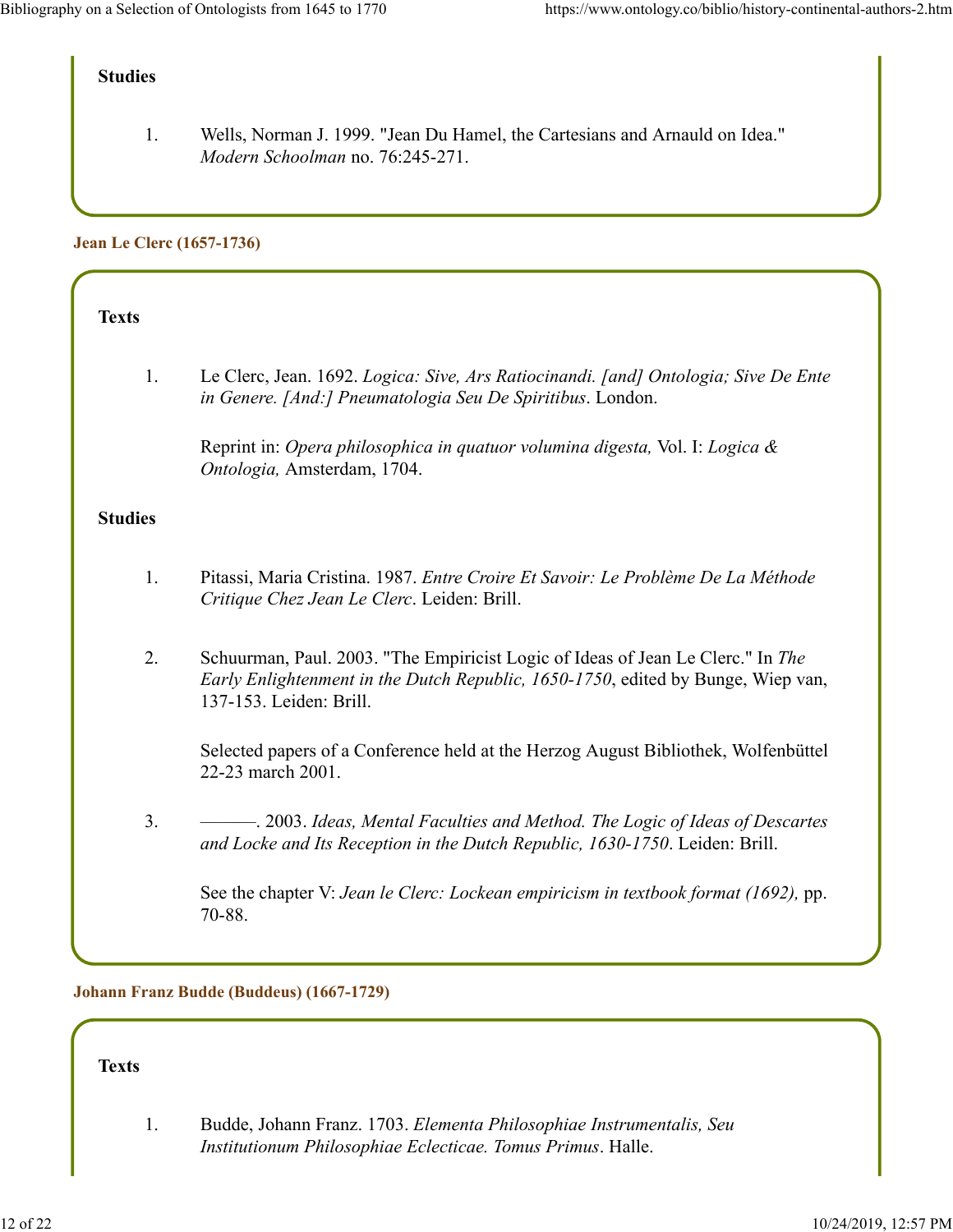#### Studies

1. Wells, Norman J. 1999. "Jean Du Hamel, the Cartesians and Arnauld on Idea." *Modern Schoolman* no. 76:245-271.

### Jean Le Clerc (1657-1736)

#### Texts

1. Le Clerc, Jean. 1692. *Logica: Sive, Ars Ratiocinandi. [and] Ontologia; Sive De Ente in Genere. [And:] Pneumatologia Seu De Spiritibus*. London.

   Reprint in: *Opera philosophica in quatuor volumina digesta,* Vol. I: *Logica & Ontologia,* Amsterdam, 1704.

#### Studies

1. Pitassi, Maria Cristina. 1987. *Entre Croire Et Savoir: Le Problème De La Méthode Critique Chez Jean Le Clerc*. Leiden: Brill.

2. Schuurman, Paul. 2003. "The Empiricist Logic of Ideas of Jean Le Clerc." In *The Early Enlightenment in the Dutch Republic, 1650-1750*, edited by Bunge, Wiep van, 137-153. Leiden: Brill.

   Selected papers of a Conference held at the Herzog August Bibliothek, Wolfenbüttel 22-23 march 2001.

3. ———. 2003. *Ideas, Mental Faculties and Method. The Logic of Ideas of Descartes and Locke and Its Reception in the Dutch Republic, 1630-1750*. Leiden: Brill.

   See the chapter V: *Jean le Clerc: Lockean empiricism in textbook format (1692),* pp. 70-88.

### Johann Franz Budde (Buddeus) (1667-1729)

#### Texts

1. Budde, Johann Franz. 1703. *Elementa Philosophiae Instrumentalis, Seu Institutionum Philosophiae Eclecticae. Tomus Primus*. Halle.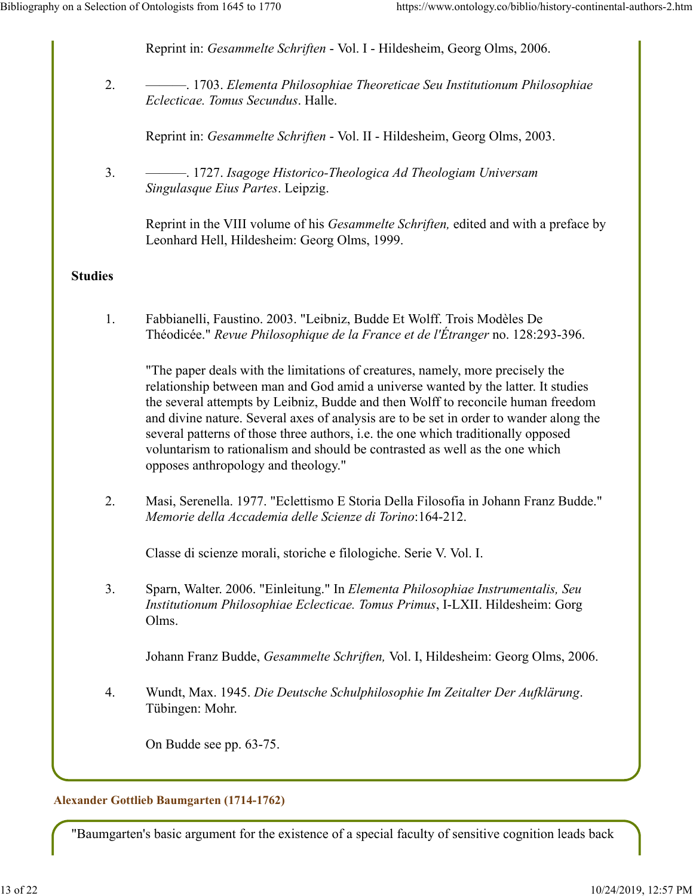Reprint in: *Gesammelte Schriften* - Vol. I - Hildesheim, Georg Olms, 2006.

2. ———. 1703. *Elementa Philosophiae Theoreticae Seu Institutionum Philosophiae Eclecticae. Tomus Secundus*. Halle.

   Reprint in: *Gesammelte Schriften* - Vol. II - Hildesheim, Georg Olms, 2003.

3. ———. 1727. *Isagoge Historico-Theologica Ad Theologiam Universam Singulasque Eius Partes*. Leipzig.

   Reprint in the VIII volume of his *Gesammelte Schriften,* edited and with a preface by Leonhard Hell, Hildesheim: Georg Olms, 1999.

**Studies**

1. Fabbianelli, Faustino. 2003. "Leibniz, Budde Et Wolff. Trois Modèles De Théodicée." *Revue Philosophique de la France et de l'Étranger* no. 128:293-396.

   "The paper deals with the limitations of creatures, namely, more precisely the relationship between man and God amid a universe wanted by the latter. It studies the several attempts by Leibniz, Budde and then Wolff to reconcile human freedom and divine nature. Several axes of analysis are to be set in order to wander along the several patterns of those three authors, i.e. the one which traditionally opposed voluntarism to rationalism and should be contrasted as well as the one which opposes anthropology and theology."

2. Masi, Serenella. 1977. "Eclettismo E Storia Della Filosofia in Johann Franz Budde." *Memorie della Accademia delle Scienze di Torino*:164-212.

   Classe di scienze morali, storiche e filologiche. Serie V. Vol. I.

3. Sparn, Walter. 2006. "Einleitung." In *Elementa Philosophiae Instrumentalis, Seu Institutionum Philosophiae Eclecticae. Tomus Primus*, I-LXII. Hildesheim: Gorg Olms.

   Johann Franz Budde, *Gesammelte Schriften,* Vol. I, Hildesheim: Georg Olms, 2006.

4. Wundt, Max. 1945. *Die Deutsche Schulphilosophie Im Zeitalter Der Aufklärung*. Tübingen: Mohr.

   On Budde see pp. 63-75.

### Alexander Gottlieb Baumgarten (1714-1762)

"Baumgarten's basic argument for the existence of a special faculty of sensitive cognition leads back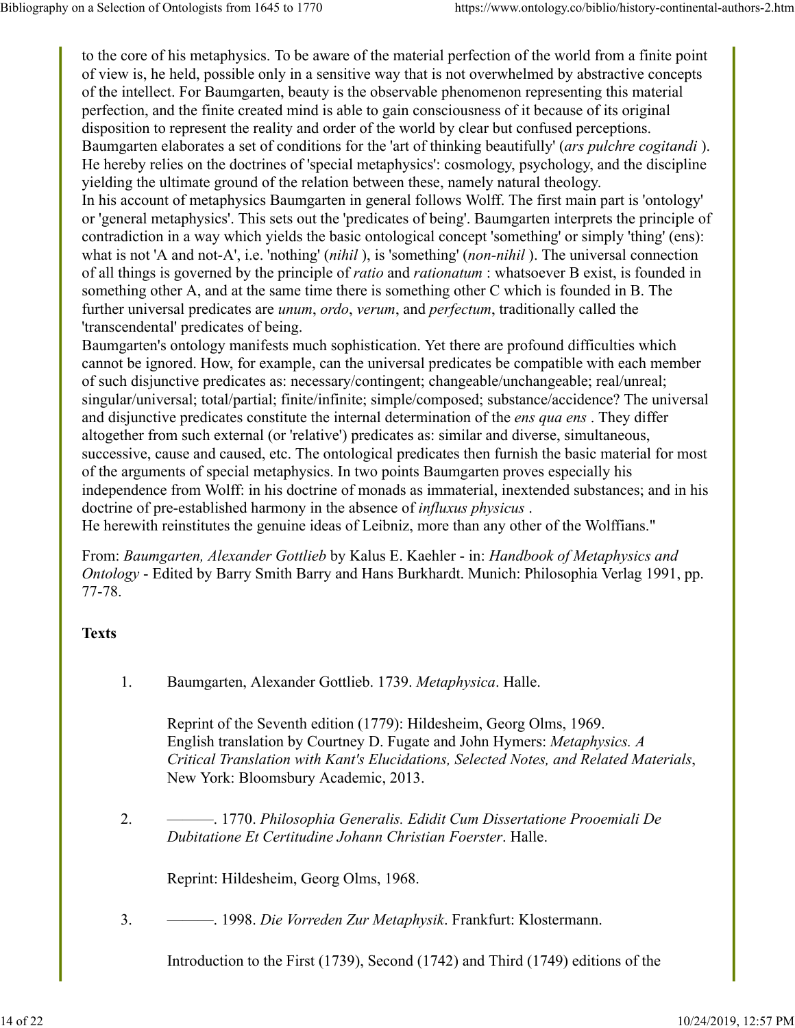to the core of his metaphysics. To be aware of the material perfection of the world from a finite point of view is, he held, possible only in a sensitive way that is not overwhelmed by abstractive concepts of the intellect. For Baumgarten, beauty is the observable phenomenon representing this material perfection, and the finite created mind is able to gain consciousness of it because of its original disposition to represent the reality and order of the world by clear but confused perceptions. Baumgarten elaborates a set of conditions for the 'art of thinking beautifully' (*ars pulchre cogitandi* ). He hereby relies on the doctrines of 'special metaphysics': cosmology, psychology, and the discipline yielding the ultimate ground of the relation between these, namely natural theology.
In his account of metaphysics Baumgarten in general follows Wolff. The first main part is 'ontology' or 'general metaphysics'. This sets out the 'predicates of being'. Baumgarten interprets the principle of contradiction in a way which yields the basic ontological concept 'something' or simply 'thing' (ens): what is not 'A and not-A', i.e. 'nothing' (*nihil* ), is 'something' (*non-nihil* ). The universal connection of all things is governed by the principle of *ratio* and *rationatum* : whatsoever B exist, is founded in something other A, and at the same time there is something other C which is founded in B. The further universal predicates are *unum*, *ordo*, *verum*, and *perfectum*, traditionally called the 'transcendental' predicates of being.
Baumgarten's ontology manifests much sophistication. Yet there are profound difficulties which cannot be ignored. How, for example, can the universal predicates be compatible with each member of such disjunctive predicates as: necessary/contingent; changeable/unchangeable; real/unreal; singular/universal; total/partial; finite/infinite; simple/composed; substance/accidence? The universal and disjunctive predicates constitute the internal determination of the *ens qua ens* . They differ altogether from such external (or 'relative') predicates as: similar and diverse, simultaneous, successive, cause and caused, etc. The ontological predicates then furnish the basic material for most of the arguments of special metaphysics. In two points Baumgarten proves especially his independence from Wolff: in his doctrine of monads as immaterial, inextended substances; and in his doctrine of pre-established harmony in the absence of *influxus physicus* .
He herewith reinstitutes the genuine ideas of Leibniz, more than any other of the Wolffians."

From: *Baumgarten, Alexander Gottlieb* by Kalus E. Kaehler - in: *Handbook of Metaphysics and Ontology* - Edited by Barry Smith Barry and Hans Burkhardt. Munich: Philosophia Verlag 1991, pp. 77-78.

**Texts**

1. Baumgarten, Alexander Gottlieb. 1739. *Metaphysica*. Halle.

   Reprint of the Seventh edition (1779): Hildesheim, Georg Olms, 1969.
   English translation by Courtney D. Fugate and John Hymers: *Metaphysics. A Critical Translation with Kant's Elucidations, Selected Notes, and Related Materials*, New York: Bloomsbury Academic, 2013.

2. ———. 1770. *Philosophia Generalis. Edidit Cum Dissertatione Prooemiali De Dubitatione Et Certitudine Johann Christian Foerster*. Halle.

   Reprint: Hildesheim, Georg Olms, 1968.

3. ———. 1998. *Die Vorreden Zur Metaphysik*. Frankfurt: Klostermann.

   Introduction to the First (1739), Second (1742) and Third (1749) editions of the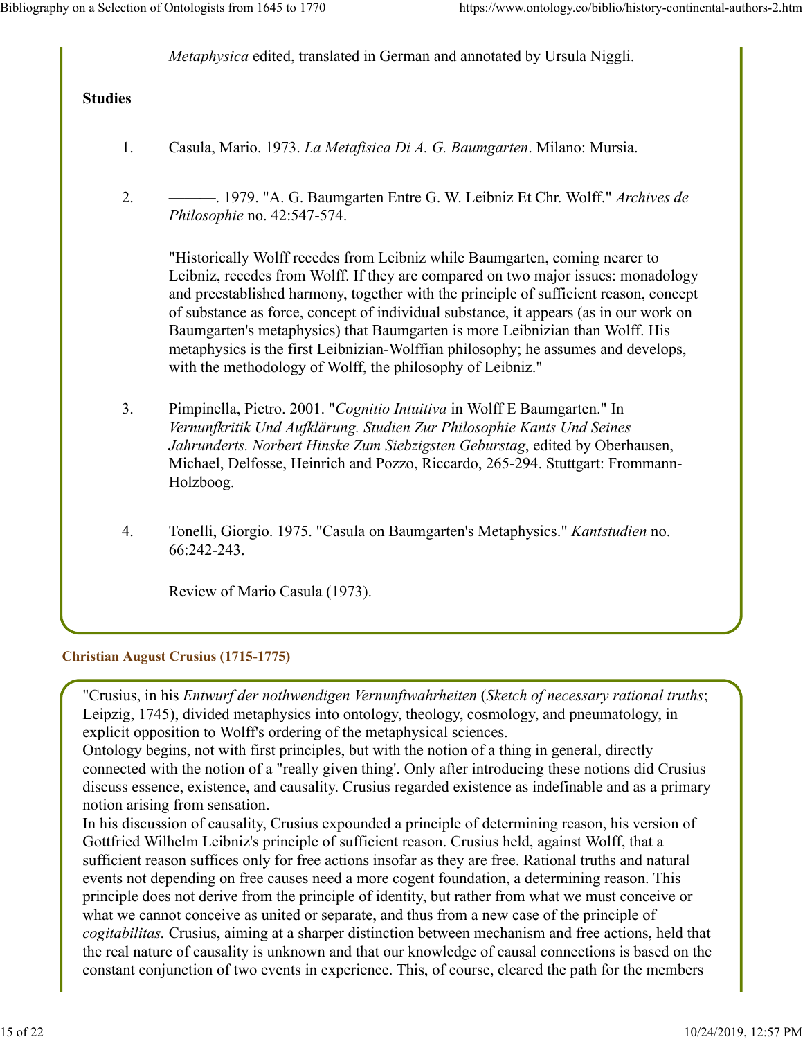*Metaphysica* edited, translated in German and annotated by Ursula Niggli.

**Studies**

1. Casula, Mario. 1973. *La Metafisica Di A. G. Baumgarten*. Milano: Mursia.

2. ———. 1979. "A. G. Baumgarten Entre G. W. Leibniz Et Chr. Wolff." *Archives de Philosophie* no. 42:547-574.

   "Historically Wolff recedes from Leibniz while Baumgarten, coming nearer to Leibniz, recedes from Wolff. If they are compared on two major issues: monadology and preestablished harmony, together with the principle of sufficient reason, concept of substance as force, concept of individual substance, it appears (as in our work on Baumgarten's metaphysics) that Baumgarten is more Leibnizian than Wolff. His metaphysics is the first Leibnizian-Wolffian philosophy; he assumes and develops, with the methodology of Wolff, the philosophy of Leibniz."

3. Pimpinella, Pietro. 2001. "*Cognitio Intuitiva* in Wolff E Baumgarten." In *Vernunfkritik Und Aufklärung. Studien Zur Philosophie Kants Und Seines Jahrunderts. Norbert Hinske Zum Siebzigsten Geburstag*, edited by Oberhausen, Michael, Delfosse, Heinrich and Pozzo, Riccardo, 265-294. Stuttgart: Frommann-Holzboog.

4. Tonelli, Giorgio. 1975. "Casula on Baumgarten's Metaphysics." *Kantstudien* no. 66:242-243.

   Review of Mario Casula (1973).

### Christian August Crusius (1715-1775)

"Crusius, in his *Entwurf der nothwendigen Vernunftwahrheiten* (*Sketch of necessary rational truths*; Leipzig, 1745), divided metaphysics into ontology, theology, cosmology, and pneumatology, in explicit opposition to Wolff's ordering of the metaphysical sciences.
Ontology begins, not with first principles, but with the notion of a thing in general, directly connected with the notion of a "really given thing'. Only after introducing these notions did Crusius discuss essence, existence, and causality. Crusius regarded existence as indefinable and as a primary notion arising from sensation.
In his discussion of causality, Crusius expounded a principle of determining reason, his version of Gottfried Wilhelm Leibniz's principle of sufficient reason. Crusius held, against Wolff, that a sufficient reason suffices only for free actions insofar as they are free. Rational truths and natural events not depending on free causes need a more cogent foundation, a determining reason. This principle does not derive from the principle of identity, but rather from what we must conceive or what we cannot conceive as united or separate, and thus from a new case of the principle of *cogitabilitas.* Crusius, aiming at a sharper distinction between mechanism and free actions, held that the real nature of causality is unknown and that our knowledge of causal connections is based on the constant conjunction of two events in experience. This, of course, cleared the path for the members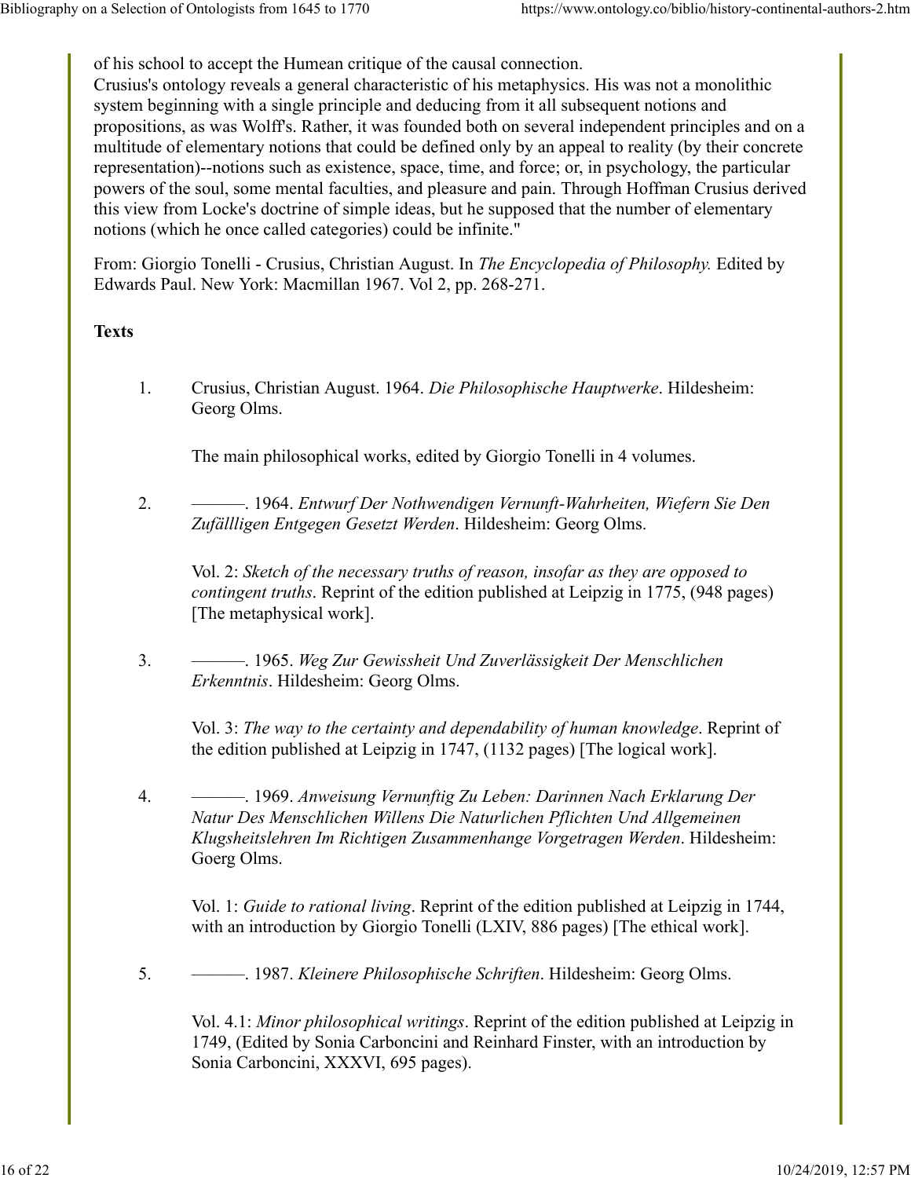of his school to accept the Humean critique of the causal connection.
Crusius's ontology reveals a general characteristic of his metaphysics. His was not a monolithic system beginning with a single principle and deducing from it all subsequent notions and propositions, as was Wolff's. Rather, it was founded both on several independent principles and on a multitude of elementary notions that could be defined only by an appeal to reality (by their concrete representation)--notions such as existence, space, time, and force; or, in psychology, the particular powers of the soul, some mental faculties, and pleasure and pain. Through Hoffman Crusius derived this view from Locke's doctrine of simple ideas, but he supposed that the number of elementary notions (which he once called categories) could be infinite."

From: Giorgio Tonelli - Crusius, Christian August. In *The Encyclopedia of Philosophy.* Edited by Edwards Paul. New York: Macmillan 1967. Vol 2, pp. 268-271.

**Texts**

1. Crusius, Christian August. 1964. *Die Philosophische Hauptwerke*. Hildesheim: Georg Olms.

   The main philosophical works, edited by Giorgio Tonelli in 4 volumes.

2. ———. 1964. *Entwurf Der Nothwendigen Vernunft-Wahrheiten, Wiefern Sie Den Zufällligen Entgegen Gesetzt Werden*. Hildesheim: Georg Olms.

   Vol. 2: *Sketch of the necessary truths of reason, insofar as they are opposed to contingent truths*. Reprint of the edition published at Leipzig in 1775, (948 pages) [The metaphysical work].

3. ———. 1965. *Weg Zur Gewissheit Und Zuverlässigkeit Der Menschlichen Erkenntnis*. Hildesheim: Georg Olms.

   Vol. 3: *The way to the certainty and dependability of human knowledge*. Reprint of the edition published at Leipzig in 1747, (1132 pages) [The logical work].

4. ———. 1969. *Anweisung Vernunftig Zu Leben: Darinnen Nach Erklarung Der Natur Des Menschlichen Willens Die Naturlichen Pflichten Und Allgemeinen Klugsheitslehren Im Richtigen Zusammenhange Vorgetragen Werden*. Hildesheim: Goerg Olms.

   Vol. 1: *Guide to rational living*. Reprint of the edition published at Leipzig in 1744, with an introduction by Giorgio Tonelli (LXIV, 886 pages) [The ethical work].

5. ———. 1987. *Kleinere Philosophische Schriften*. Hildesheim: Georg Olms.

   Vol. 4.1: *Minor philosophical writings*. Reprint of the edition published at Leipzig in 1749, (Edited by Sonia Carboncini and Reinhard Finster, with an introduction by Sonia Carboncini, XXXVI, 695 pages).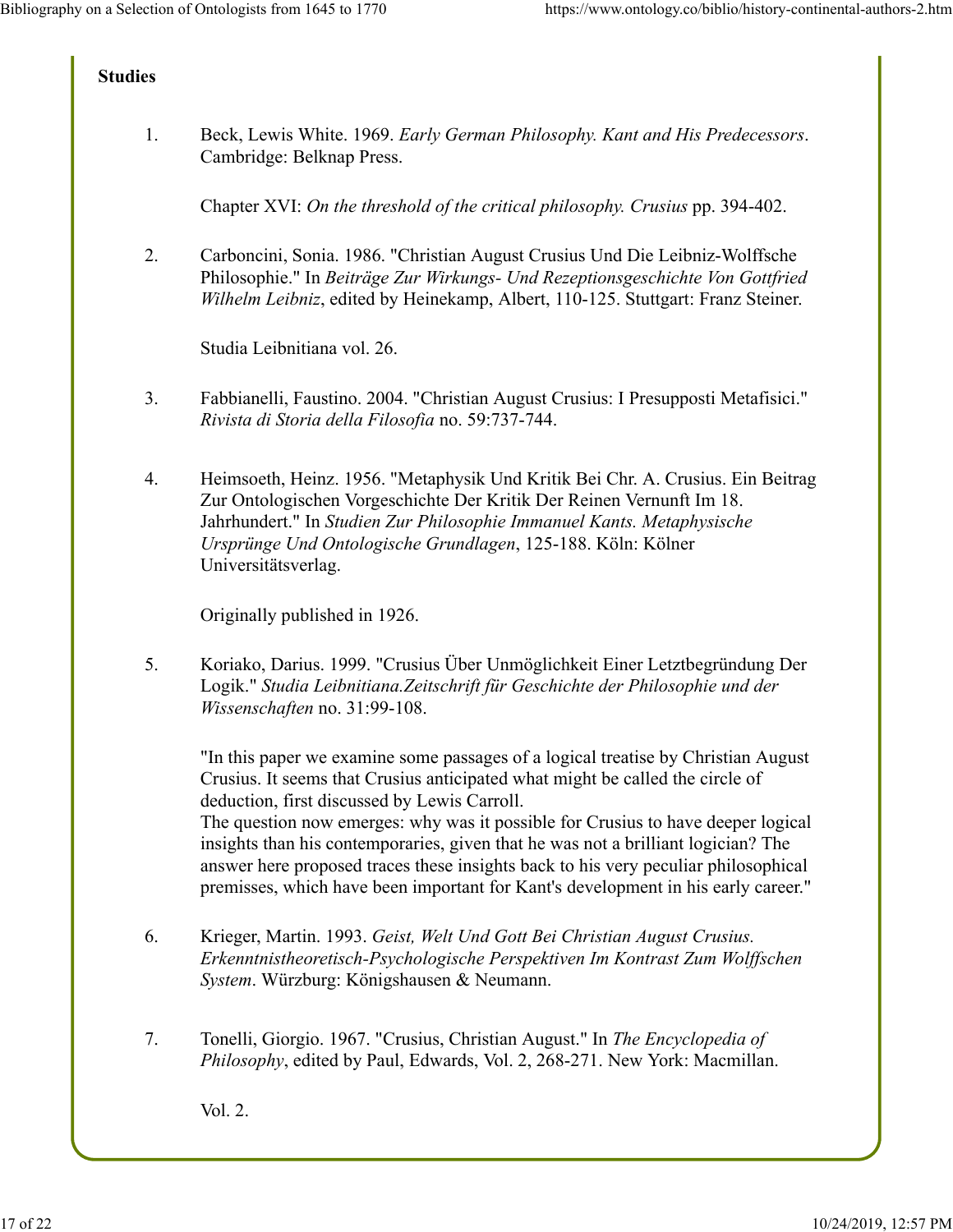**Studies**

1. Beck, Lewis White. 1969. *Early German Philosophy. Kant and His Predecessors*. Cambridge: Belknap Press.

   Chapter XVI: *On the threshold of the critical philosophy. Crusius* pp. 394-402.

2. Carboncini, Sonia. 1986. "Christian August Crusius Und Die Leibniz-Wolffsche Philosophie." In *Beiträge Zur Wirkungs- Und Rezeptionsgeschichte Von Gottfried Wilhelm Leibniz*, edited by Heinekamp, Albert, 110-125. Stuttgart: Franz Steiner.

   Studia Leibnitiana vol. 26.

3. Fabbianelli, Faustino. 2004. "Christian August Crusius: I Presupposti Metafisici." *Rivista di Storia della Filosofia* no. 59:737-744.

4. Heimsoeth, Heinz. 1956. "Metaphysik Und Kritik Bei Chr. A. Crusius. Ein Beitrag Zur Ontologischen Vorgeschichte Der Kritik Der Reinen Vernunft Im 18. Jahrhundert." In *Studien Zur Philosophie Immanuel Kants. Metaphysische Ursprünge Und Ontologische Grundlagen*, 125-188. Köln: Kölner Universitätsverlag.

   Originally published in 1926.

5. Koriako, Darius. 1999. "Crusius Über Unmöglichkeit Einer Letztbegründung Der Logik." *Studia Leibnitiana.Zeitschrift für Geschichte der Philosophie und der Wissenschaften* no. 31:99-108.

   "In this paper we examine some passages of a logical treatise by Christian August Crusius. It seems that Crusius anticipated what might be called the circle of deduction, first discussed by Lewis Carroll.
   The question now emerges: why was it possible for Crusius to have deeper logical insights than his contemporaries, given that he was not a brilliant logician? The answer here proposed traces these insights back to his very peculiar philosophical premisses, which have been important for Kant's development in his early career."

6. Krieger, Martin. 1993. *Geist, Welt Und Gott Bei Christian August Crusius. Erkenntnistheoretisch-Psychologische Perspektiven Im Kontrast Zum Wolffschen System*. Würzburg: Königshausen & Neumann.

7. Tonelli, Giorgio. 1967. "Crusius, Christian August." In *The Encyclopedia of Philosophy*, edited by Paul, Edwards, Vol. 2, 268-271. New York: Macmillan.

   Vol. 2.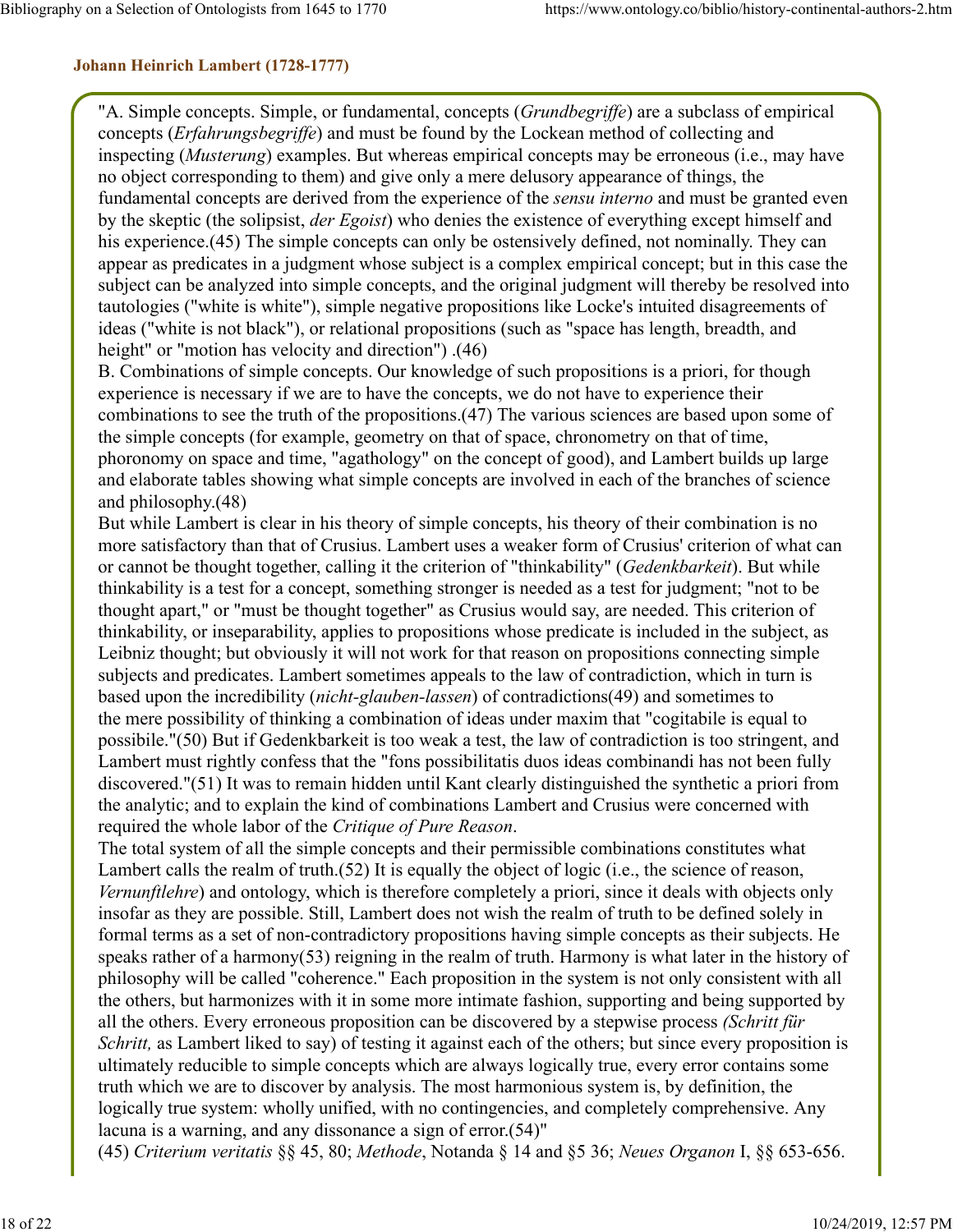### Johann Heinrich Lambert (1728-1777)

"A. Simple concepts. Simple, or fundamental, concepts (*Grundbegriffe*) are a subclass of empirical concepts (*Erfahrungsbegriffe*) and must be found by the Lockean method of collecting and inspecting (*Musterung*) examples. But whereas empirical concepts may be erroneous (i.e., may have no object corresponding to them) and give only a mere delusory appearance of things, the fundamental concepts are derived from the experience of the *sensu interno* and must be granted even by the skeptic (the solipsist, *der Egoist*) who denies the existence of everything except himself and his experience.(45) The simple concepts can only be ostensively defined, not nominally. They can appear as predicates in a judgment whose subject is a complex empirical concept; but in this case the subject can be analyzed into simple concepts, and the original judgment will thereby be resolved into tautologies ("white is white"), simple negative propositions like Locke's intuited disagreements of ideas ("white is not black"), or relational propositions (such as "space has length, breadth, and height" or "motion has velocity and direction") .(46)

B. Combinations of simple concepts. Our knowledge of such propositions is a priori, for though experience is necessary if we are to have the concepts, we do not have to experience their combinations to see the truth of the propositions.(47) The various sciences are based upon some of the simple concepts (for example, geometry on that of space, chronometry on that of time, phoronomy on space and time, "agathology" on the concept of good), and Lambert builds up large and elaborate tables showing what simple concepts are involved in each of the branches of science and philosophy.(48)

But while Lambert is clear in his theory of simple concepts, his theory of their combination is no more satisfactory than that of Crusius. Lambert uses a weaker form of Crusius' criterion of what can or cannot be thought together, calling it the criterion of "thinkability" (*Gedenkbarkeit*). But while thinkability is a test for a concept, something stronger is needed as a test for judgment; "not to be thought apart," or "must be thought together" as Crusius would say, are needed. This criterion of thinkability, or inseparability, applies to propositions whose predicate is included in the subject, as Leibniz thought; but obviously it will not work for that reason on propositions connecting simple subjects and predicates. Lambert sometimes appeals to the law of contradiction, which in turn is based upon the incredibility (*nicht-glauben-lassen*) of contradictions(49) and sometimes to the mere possibility of thinking a combination of ideas under maxim that "cogitabile is equal to possibile."(50) But if Gedenkbarkeit is too weak a test, the law of contradiction is too stringent, and Lambert must rightly confess that the "fons possibilitatis duos ideas combinandi has not been fully discovered."(51) It was to remain hidden until Kant clearly distinguished the synthetic a priori from the analytic; and to explain the kind of combinations Lambert and Crusius were concerned with required the whole labor of the *Critique of Pure Reason*.

The total system of all the simple concepts and their permissible combinations constitutes what Lambert calls the realm of truth.(52) It is equally the object of logic (i.e., the science of reason, *Vernunftlehre*) and ontology, which is therefore completely a priori, since it deals with objects only insofar as they are possible. Still, Lambert does not wish the realm of truth to be defined solely in formal terms as a set of non-contradictory propositions having simple concepts as their subjects. He speaks rather of a harmony(53) reigning in the realm of truth. Harmony is what later in the history of philosophy will be called "coherence." Each proposition in the system is not only consistent with all the others, but harmonizes with it in some more intimate fashion, supporting and being supported by all the others. Every erroneous proposition can be discovered by a stepwise process *(Schritt für Schritt,* as Lambert liked to say) of testing it against each of the others; but since every proposition is ultimately reducible to simple concepts which are always logically true, every error contains some truth which we are to discover by analysis. The most harmonious system is, by definition, the logically true system: wholly unified, with no contingencies, and completely comprehensive. Any lacuna is a warning, and any dissonance a sign of error.(54)"

(45) *Criterium veritatis* §§ 45, 80; *Methode*, Notanda § 14 and §5 36; *Neues Organon* I, §§ 653-656.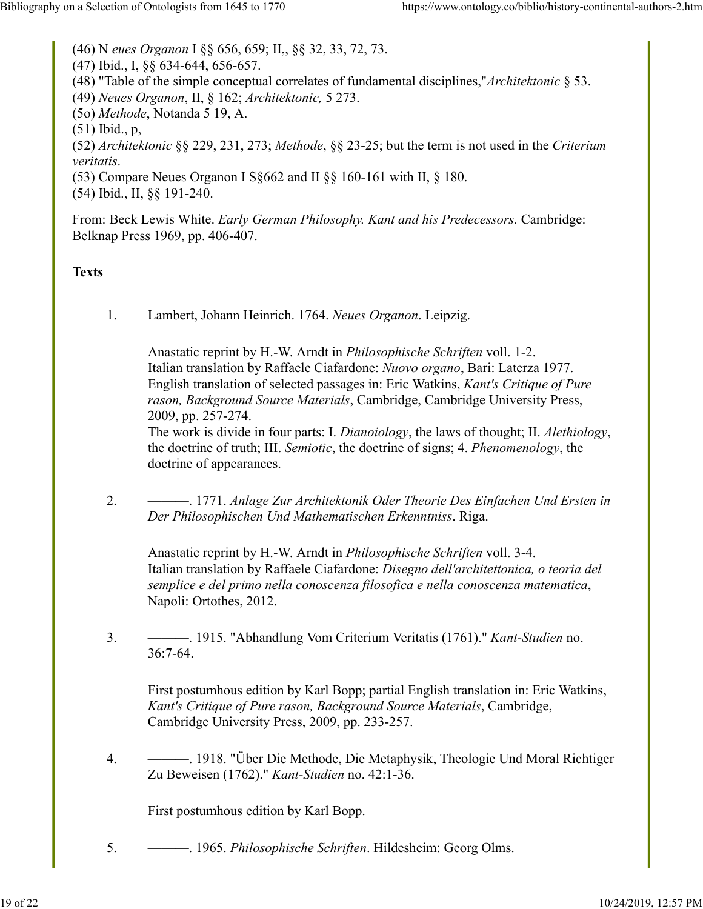(46) N *eues Organon* I §§ 656, 659; II,, §§ 32, 33, 72, 73.
(47) Ibid., I, §§ 634-644, 656-657.
(48) "Table of the simple conceptual correlates of fundamental disciplines,"*Architektonic* § 53.
(49) *Neues Organon*, II, § 162; *Architektonic,* 5 273.
(5o) *Methode*, Notanda 5 19, A.
(51) Ibid., p,
(52) *Architektonic* §§ 229, 231, 273; *Methode*, §§ 23-25; but the term is not used in the *Criterium veritatis*.
(53) Compare Neues Organon I S§662 and II §§ 160-161 with II, § 180.
(54) Ibid., II, §§ 191-240.

From: Beck Lewis White. *Early German Philosophy. Kant and his Predecessors.* Cambridge: Belknap Press 1969, pp. 406-407.

**Texts**

1. Lambert, Johann Heinrich. 1764. *Neues Organon*. Leipzig.

   Anastatic reprint by H.-W. Arndt in *Philosophische Schriften* voll. 1-2.
   Italian translation by Raffaele Ciafardone: *Nuovo organo*, Bari: Laterza 1977.
   English translation of selected passages in: Eric Watkins, *Kant's Critique of Pure rason, Background Source Materials*, Cambridge, Cambridge University Press, 2009, pp. 257-274.
   The work is divide in four parts: I. *Dianoiology*, the laws of thought; II. *Alethiology*, the doctrine of truth; III. *Semiotic*, the doctrine of signs; 4. *Phenomenology*, the doctrine of appearances.

2. ———. 1771. *Anlage Zur Architektonik Oder Theorie Des Einfachen Und Ersten in Der Philosophischen Und Mathematischen Erkenntniss*. Riga.

   Anastatic reprint by H.-W. Arndt in *Philosophische Schriften* voll. 3-4.
   Italian translation by Raffaele Ciafardone: *Disegno dell'architettonica, o teoria del semplice e del primo nella conoscenza filosofica e nella conoscenza matematica*, Napoli: Ortothes, 2012.

3. ———. 1915. "Abhandlung Vom Criterium Veritatis (1761)." *Kant-Studien* no. 36:7-64.

   First postumhous edition by Karl Bopp; partial English translation in: Eric Watkins, *Kant's Critique of Pure rason, Background Source Materials*, Cambridge, Cambridge University Press, 2009, pp. 233-257.

4. ———. 1918. "Über Die Methode, Die Metaphysik, Theologie Und Moral Richtiger Zu Beweisen (1762)." *Kant-Studien* no. 42:1-36.

   First postumhous edition by Karl Bopp.

5. ———. 1965. *Philosophische Schriften*. Hildesheim: Georg Olms.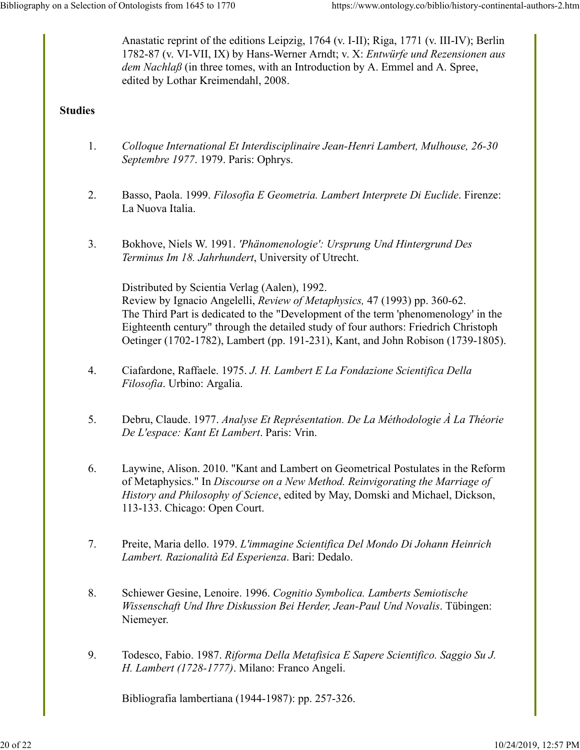Anastatic reprint of the editions Leipzig, 1764 (v. I-II); Riga, 1771 (v. III-IV); Berlin 1782-87 (v. VI-VII, IX) by Hans-Werner Arndt; v. X: *Entwürfe und Rezensionen aus dem Nachlaß* (in three tomes, with an Introduction by A. Emmel and A. Spree, edited by Lothar Kreimendahl, 2008.

**Studies**

1. *Colloque International Et Interdisciplinaire Jean-Henri Lambert, Mulhouse, 26-30 Septembre 1977*. 1979. Paris: Ophrys.

2. Basso, Paola. 1999. *Filosofia E Geometria. Lambert Interprete Di Euclide*. Firenze: La Nuova Italia.

3. Bokhove, Niels W. 1991. *'Phänomenologie': Ursprung Und Hintergrund Des Terminus Im 18. Jahrhundert*, University of Utrecht.

   Distributed by Scientia Verlag (Aalen), 1992.
   Review by Ignacio Angelelli, *Review of Metaphysics,* 47 (1993) pp. 360-62.
   The Third Part is dedicated to the "Development of the term 'phenomenology' in the Eighteenth century" through the detailed study of four authors: Friedrich Christoph Oetinger (1702-1782), Lambert (pp. 191-231), Kant, and John Robison (1739-1805).

4. Ciafardone, Raffaele. 1975. *J. H. Lambert E La Fondazione Scientifica Della Filosofia*. Urbino: Argalia.

5. Debru, Claude. 1977. *Analyse Et Représentation. De La Méthodologie À La Théorie De L'espace: Kant Et Lambert*. Paris: Vrin.

6. Laywine, Alison. 2010. "Kant and Lambert on Geometrical Postulates in the Reform of Metaphysics." In *Discourse on a New Method. Reinvigorating the Marriage of History and Philosophy of Science*, edited by May, Domski and Michael, Dickson, 113-133. Chicago: Open Court.

7. Preite, Maria dello. 1979. *L'immagine Scientifica Del Mondo Di Johann Heinrich Lambert. Razionalità Ed Esperienza*. Bari: Dedalo.

8. Schiewer Gesine, Lenoire. 1996. *Cognitio Symbolica. Lamberts Semiotische Wissenschaft Und Ihre Diskussion Bei Herder, Jean-Paul Und Novalis*. Tübingen: Niemeyer.

9. Todesco, Fabio. 1987. *Riforma Della Metafisica E Sapere Scientifico. Saggio Su J. H. Lambert (1728-1777)*. Milano: Franco Angeli.

   Bibliografia lambertiana (1944-1987): pp. 257-326.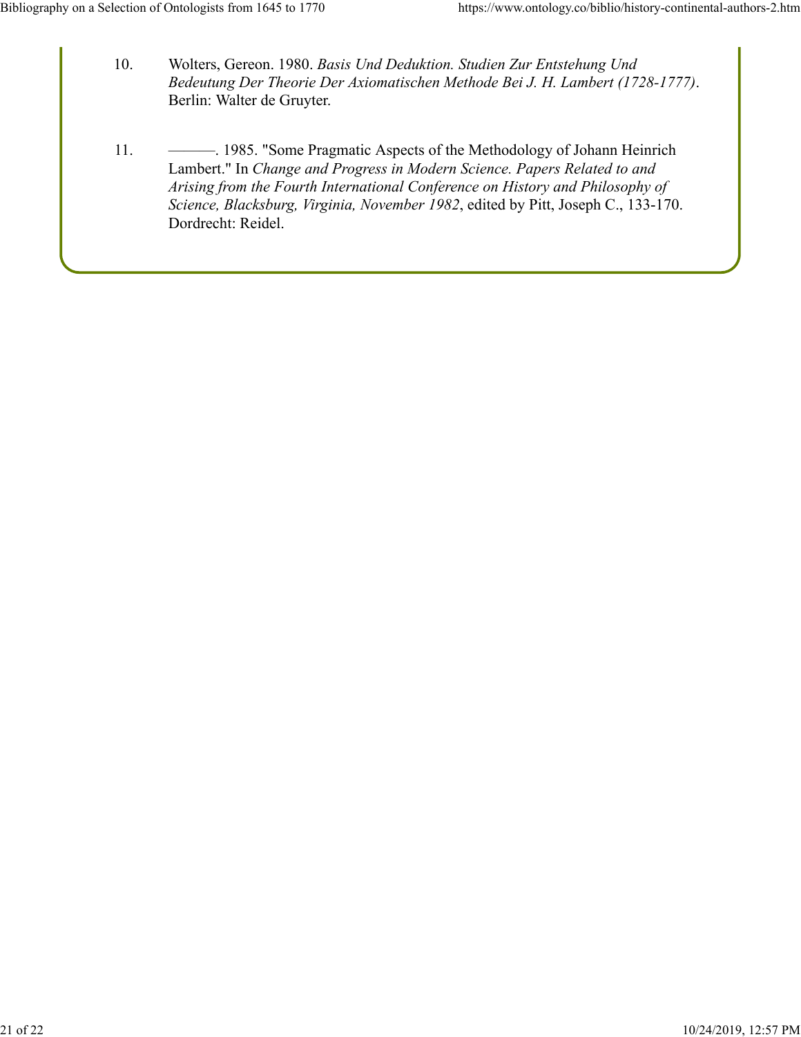10. Wolters, Gereon. 1980. *Basis Und Deduktion. Studien Zur Entstehung Und Bedeutung Der Theorie Der Axiomatischen Methode Bei J. H. Lambert (1728-1777)*. Berlin: Walter de Gruyter.

11. ———. 1985. "Some Pragmatic Aspects of the Methodology of Johann Heinrich Lambert." In *Change and Progress in Modern Science. Papers Related to and Arising from the Fourth International Conference on History and Philosophy of Science, Blacksburg, Virginia, November 1982*, edited by Pitt, Joseph C., 133-170. Dordrecht: Reidel.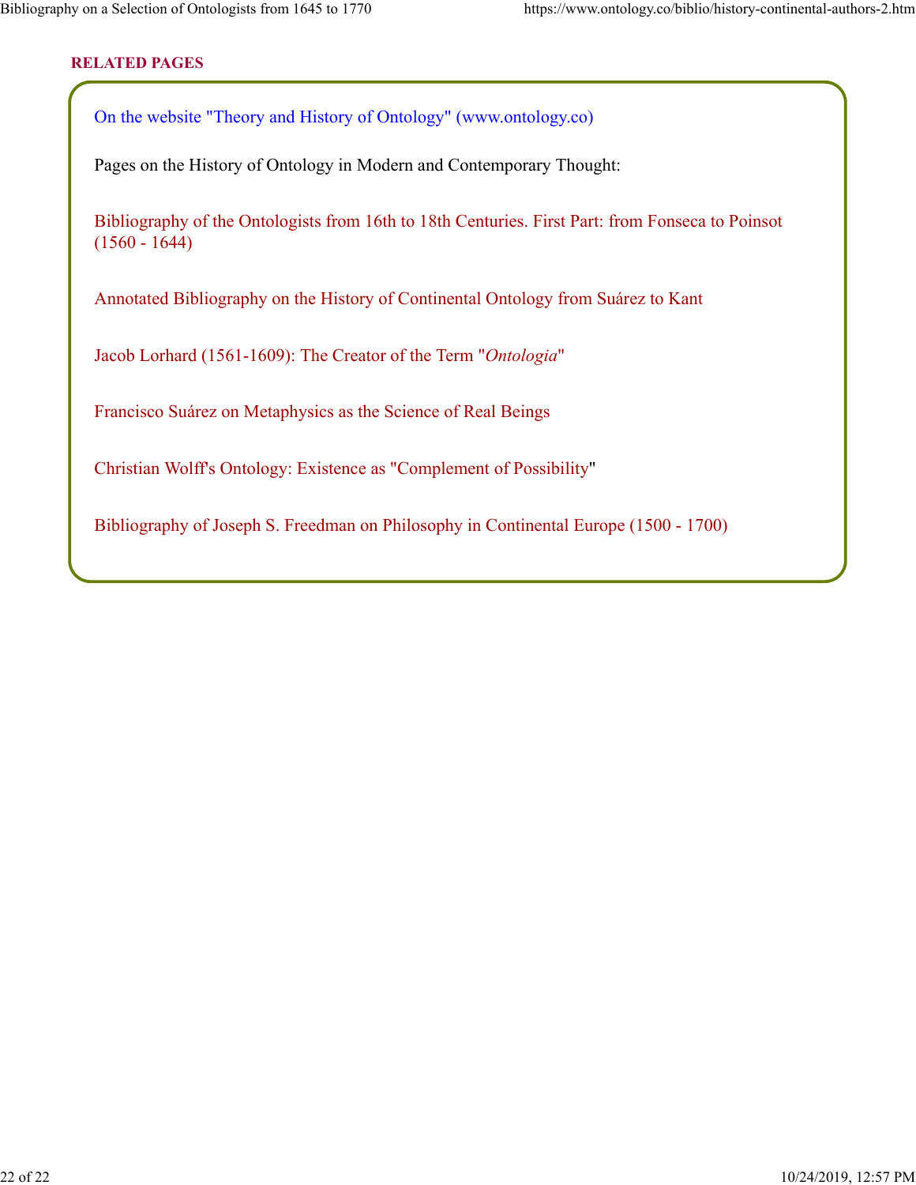## RELATED PAGES

On the website "Theory and History of Ontology" (www.ontology.co)

Pages on the History of Ontology in Modern and Contemporary Thought:

Bibliography of the Ontologists from 16th to 18th Centuries. First Part: from Fonseca to Poinsot (1560 - 1644)

Annotated Bibliography on the History of Continental Ontology from Suárez to Kant

Jacob Lorhard (1561-1609): The Creator of the Term "*Ontologia*"

Francisco Suárez on Metaphysics as the Science of Real Beings

Christian Wolff's Ontology: Existence as "Complement of Possibility"

Bibliography of Joseph S. Freedman on Philosophy in Continental Europe (1500 - 1700)